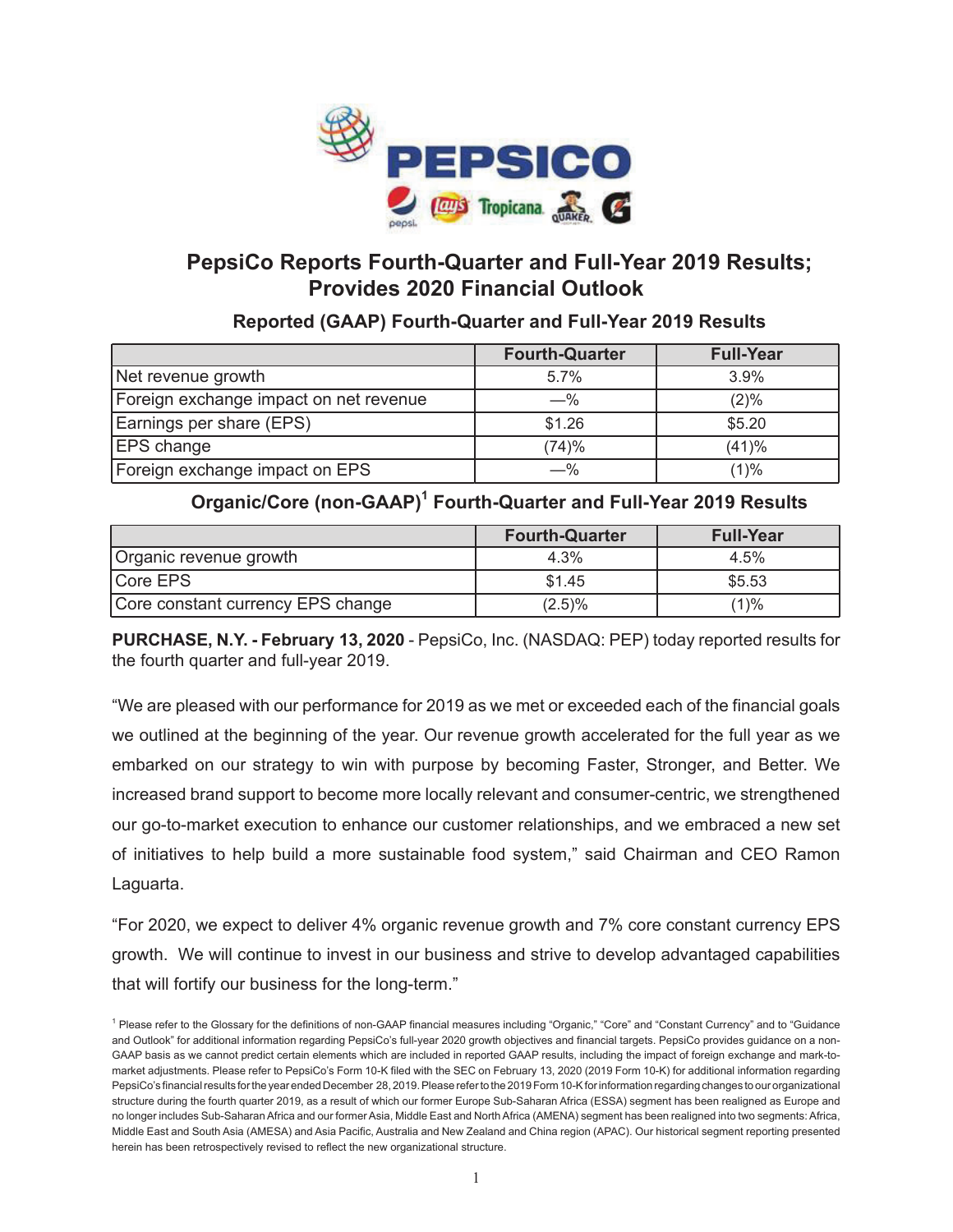# PepsiCo Reports Fourth-Quarter and Full-Year 2019 Results; Provides 2020 Financial Outlook

## Reported (GAAP) Fourth-Quarter and Full-Year 2019 Results

| | Fourth-Quarter | Full-Year |
|---|---|---|
| Net revenue growth | 5.7% | 3.9% |
| Foreign exchange impact on net revenue | —% | (2)% |
| Earnings per share (EPS) | $1.26 | $5.20 |
| EPS change | (74)% | (41)% |
| Foreign exchange impact on EPS | —% | (1)% |

## Organic/Core (non-GAAP)[1] Fourth-Quarter and Full-Year 2019 Results

| | Fourth-Quarter | Full-Year |
|---|---|---|
| Organic revenue growth | 4.3% | 4.5% |
| Core EPS | $1.45 | $5.53 |
| Core constant currency EPS change | (2.5)% | (1)% |

**PURCHASE, N.Y. - February 13, 2020** - PepsiCo, Inc. (NASDAQ: PEP) today reported results for the fourth quarter and full-year 2019.

"We are pleased with our performance for 2019 as we met or exceeded each of the financial goals we outlined at the beginning of the year. Our revenue growth accelerated for the full year as we embarked on our strategy to win with purpose by becoming Faster, Stronger, and Better. We increased brand support to become more locally relevant and consumer-centric, we strengthened our go-to-market execution to enhance our customer relationships, and we embraced a new set of initiatives to help build a more sustainable food system," said Chairman and CEO Ramon Laguarta.

"For 2020, we expect to deliver 4% organic revenue growth and 7% core constant currency EPS growth. We will continue to invest in our business and strive to develop advantaged capabilities that will fortify our business for the long-term."

[1] Please refer to the Glossary for the definitions of non-GAAP financial measures including "Organic," "Core" and "Constant Currency" and to "Guidance and Outlook" for additional information regarding PepsiCo's full-year 2020 growth objectives and financial targets. PepsiCo provides guidance on a non-GAAP basis as we cannot predict certain elements which are included in reported GAAP results, including the impact of foreign exchange and mark-to-market adjustments. Please refer to PepsiCo's Form 10-K filed with the SEC on February 13, 2020 (2019 Form 10-K) for additional information regarding PepsiCo's financial results for the year ended December 28, 2019. Please refer to the 2019 Form 10-K for information regarding changes to our organizational structure during the fourth quarter 2019, as a result of which our former Europe Sub-Saharan Africa (ESSA) segment has been realigned as Europe and no longer includes Sub-Saharan Africa and our former Asia, Middle East and North Africa (AMENA) segment has been realigned into two segments: Africa, Middle East and South Asia (AMESA) and Asia Pacific, Australia and New Zealand and China region (APAC). Our historical segment reporting presented herein has been retrospectively revised to reflect the new organizational structure.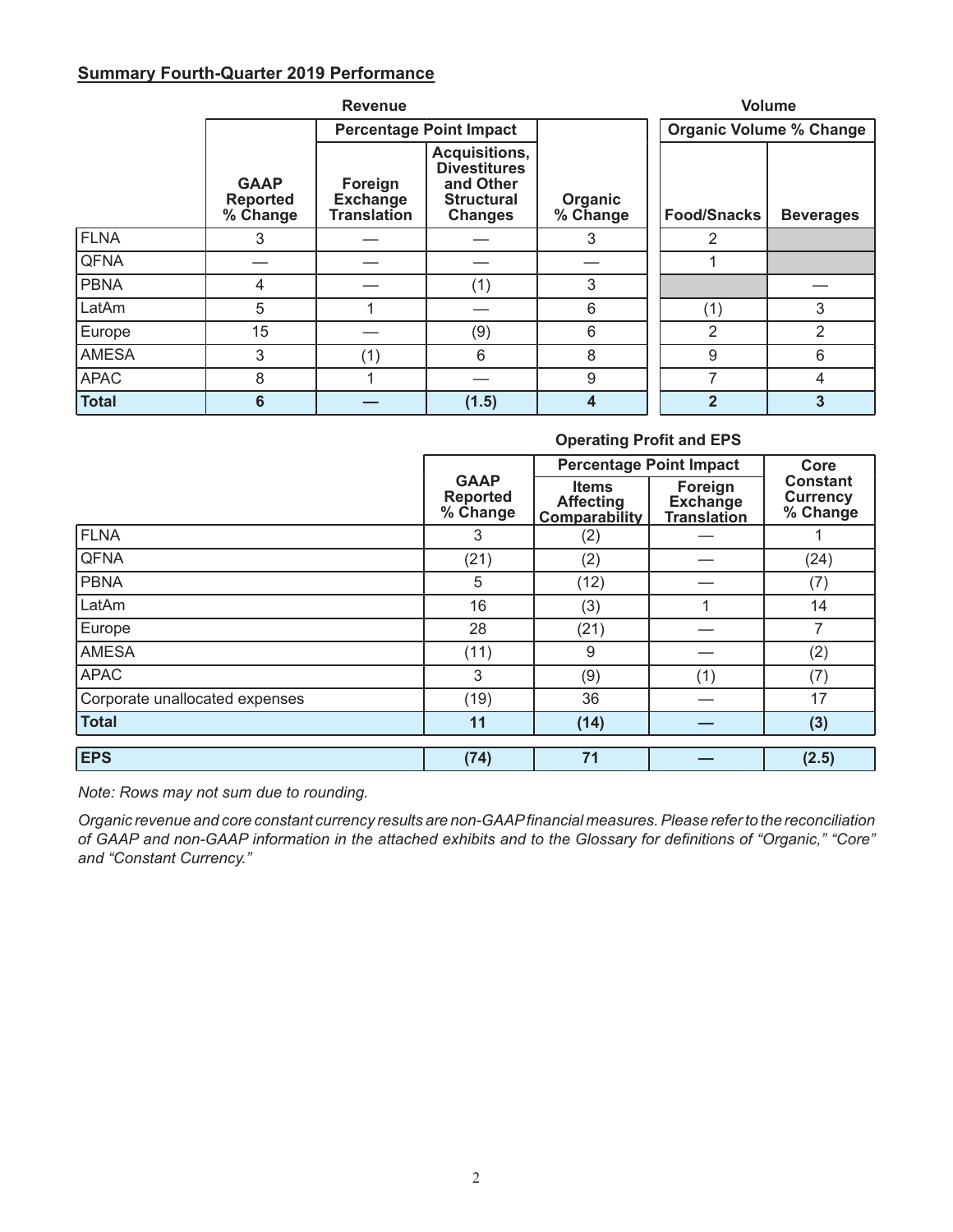## Summary Fourth-Quarter 2019 Performance

| | Revenue | | | | Volume | |
|---|---|---|---|---|---|---|
| | | Percentage Point Impact | | | Organic Volume % Change | |
| | GAAP Reported % Change | Foreign Exchange Translation | Acquisitions, Divestitures and Other Structural Changes | Organic % Change | Food/Snacks | Beverages |
| FLNA | 3 | — | — | 3 | 2 | |
| QFNA | — | — | — | — | 1 | |
| PBNA | 4 | — | (1) | 3 | | — |
| LatAm | 5 | 1 | — | 6 | (1) | 3 |
| Europe | 15 | — | (9) | 6 | 2 | 2 |
| AMESA | 3 | (1) | 6 | 8 | 9 | 6 |
| APAC | 8 | 1 | — | 9 | 7 | 4 |
| **Total** | **6** | **—** | **(1.5)** | **4** | **2** | **3** |

| | Operating Profit and EPS | | | |
|---|---|---|---|---|
| | | Percentage Point Impact | | |
| | GAAP Reported % Change | Items Affecting Comparability | Foreign Exchange Translation | Core Constant Currency % Change |
| FLNA | 3 | (2) | — | 1 |
| QFNA | (21) | (2) | — | (24) |
| PBNA | 5 | (12) | — | (7) |
| LatAm | 16 | (3) | 1 | 14 |
| Europe | 28 | (21) | — | 7 |
| AMESA | (11) | 9 | — | (2) |
| APAC | 3 | (9) | (1) | (7) |
| Corporate unallocated expenses | (19) | 36 | — | 17 |
| **Total** | **11** | **(14)** | **—** | **(3)** |
| **EPS** | **(74)** | **71** | **—** | **(2.5)** |

*Note: Rows may not sum due to rounding.*

*Organic revenue and core constant currency results are non-GAAP financial measures. Please refer to the reconciliation of GAAP and non-GAAP information in the attached exhibits and to the Glossary for definitions of "Organic," "Core" and "Constant Currency."*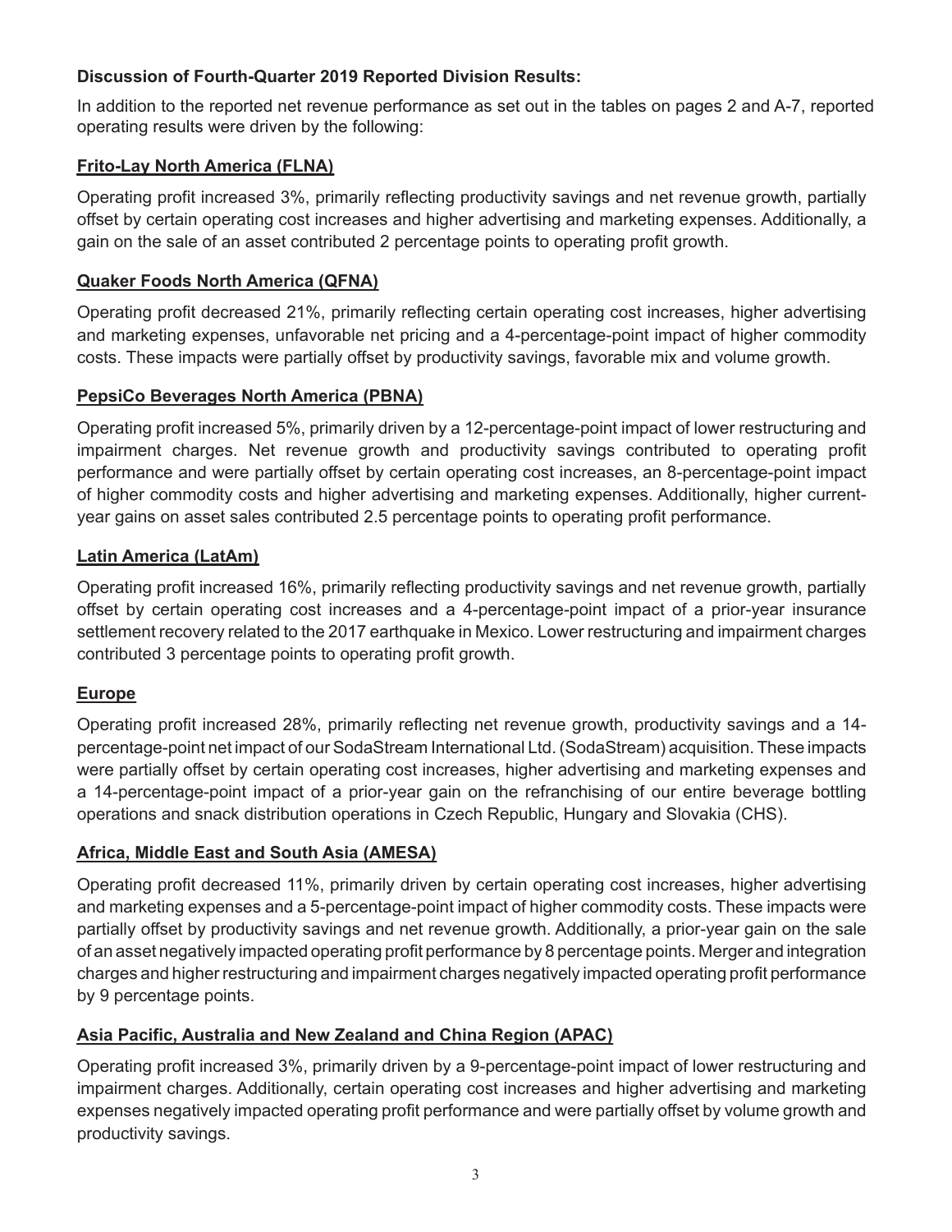**Discussion of Fourth-Quarter 2019 Reported Division Results:**

In addition to the reported net revenue performance as set out in the tables on pages 2 and A-7, reported operating results were driven by the following:

**Frito-Lay North America (FLNA)**

Operating profit increased 3%, primarily reflecting productivity savings and net revenue growth, partially offset by certain operating cost increases and higher advertising and marketing expenses. Additionally, a gain on the sale of an asset contributed 2 percentage points to operating profit growth.

**Quaker Foods North America (QFNA)**

Operating profit decreased 21%, primarily reflecting certain operating cost increases, higher advertising and marketing expenses, unfavorable net pricing and a 4-percentage-point impact of higher commodity costs. These impacts were partially offset by productivity savings, favorable mix and volume growth.

**PepsiCo Beverages North America (PBNA)**

Operating profit increased 5%, primarily driven by a 12-percentage-point impact of lower restructuring and impairment charges. Net revenue growth and productivity savings contributed to operating profit performance and were partially offset by certain operating cost increases, an 8-percentage-point impact of higher commodity costs and higher advertising and marketing expenses. Additionally, higher current-year gains on asset sales contributed 2.5 percentage points to operating profit performance.

**Latin America (LatAm)**

Operating profit increased 16%, primarily reflecting productivity savings and net revenue growth, partially offset by certain operating cost increases and a 4-percentage-point impact of a prior-year insurance settlement recovery related to the 2017 earthquake in Mexico. Lower restructuring and impairment charges contributed 3 percentage points to operating profit growth.

**Europe**

Operating profit increased 28%, primarily reflecting net revenue growth, productivity savings and a 14-percentage-point net impact of our SodaStream International Ltd. (SodaStream) acquisition. These impacts were partially offset by certain operating cost increases, higher advertising and marketing expenses and a 14-percentage-point impact of a prior-year gain on the refranchising of our entire beverage bottling operations and snack distribution operations in Czech Republic, Hungary and Slovakia (CHS).

**Africa, Middle East and South Asia (AMESA)**

Operating profit decreased 11%, primarily driven by certain operating cost increases, higher advertising and marketing expenses and a 5-percentage-point impact of higher commodity costs. These impacts were partially offset by productivity savings and net revenue growth. Additionally, a prior-year gain on the sale of an asset negatively impacted operating profit performance by 8 percentage points. Merger and integration charges and higher restructuring and impairment charges negatively impacted operating profit performance by 9 percentage points.

**Asia Pacific, Australia and New Zealand and China Region (APAC)**

Operating profit increased 3%, primarily driven by a 9-percentage-point impact of lower restructuring and impairment charges. Additionally, certain operating cost increases and higher advertising and marketing expenses negatively impacted operating profit performance and were partially offset by volume growth and productivity savings.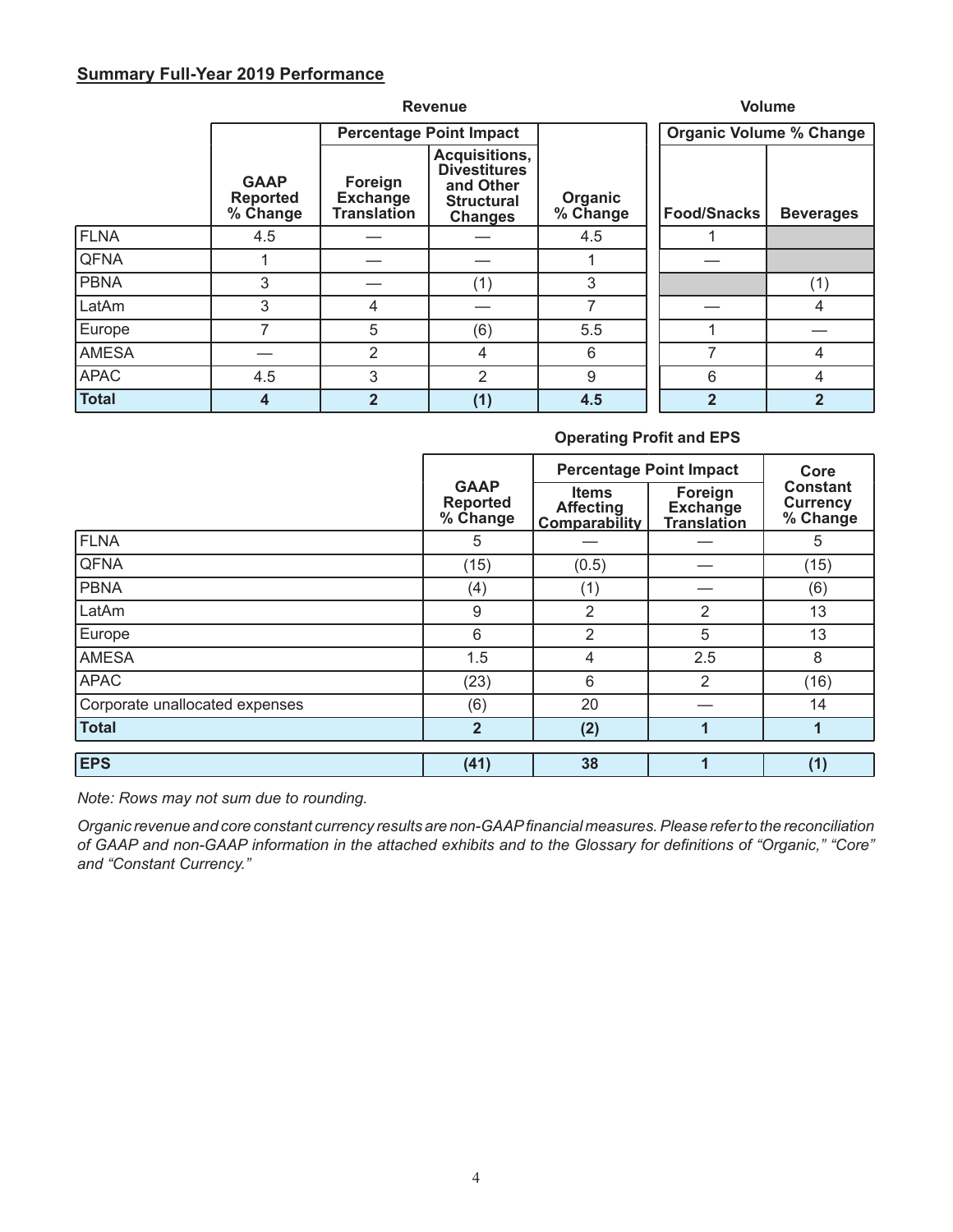**Summary Full-Year 2019 Performance**

| | Revenue | | | | Volume | |
|---|---|---|---|---|---|---|
| | | Percentage Point Impact | | | Organic Volume % Change | |
| | GAAP Reported % Change | Foreign Exchange Translation | Acquisitions, Divestitures and Other Structural Changes | Organic % Change | Food/Snacks | Beverages |
| FLNA | 4.5 | — | — | 4.5 | 1 | |
| QFNA | 1 | — | — | 1 | — | |
| PBNA | 3 | — | (1) | 3 | | (1) |
| LatAm | 3 | 4 | — | 7 | — | 4 |
| Europe | 7 | 5 | (6) | 5.5 | 1 | — |
| AMESA | — | 2 | 4 | 6 | 7 | 4 |
| APAC | 4.5 | 3 | 2 | 9 | 6 | 4 |
| **Total** | **4** | **2** | **(1)** | **4.5** | **2** | **2** |

**Operating Profit and EPS**

| | GAAP Reported % Change | Percentage Point Impact | | Core Constant Currency % Change |
|---|---|---|---|---|
| | | Items Affecting Comparability | Foreign Exchange Translation | |
| FLNA | 5 | — | — | 5 |
| QFNA | (15) | (0.5) | — | (15) |
| PBNA | (4) | (1) | — | (6) |
| LatAm | 9 | 2 | 2 | 13 |
| Europe | 6 | 2 | 5 | 13 |
| AMESA | 1.5 | 4 | 2.5 | 8 |
| APAC | (23) | 6 | 2 | (16) |
| Corporate unallocated expenses | (6) | 20 | — | 14 |
| **Total** | **2** | **(2)** | **1** | **1** |
| **EPS** | **(41)** | **38** | **1** | **(1)** |

*Note: Rows may not sum due to rounding.*

*Organic revenue and core constant currency results are non-GAAP financial measures. Please refer to the reconciliation of GAAP and non-GAAP information in the attached exhibits and to the Glossary for definitions of "Organic," "Core" and "Constant Currency."*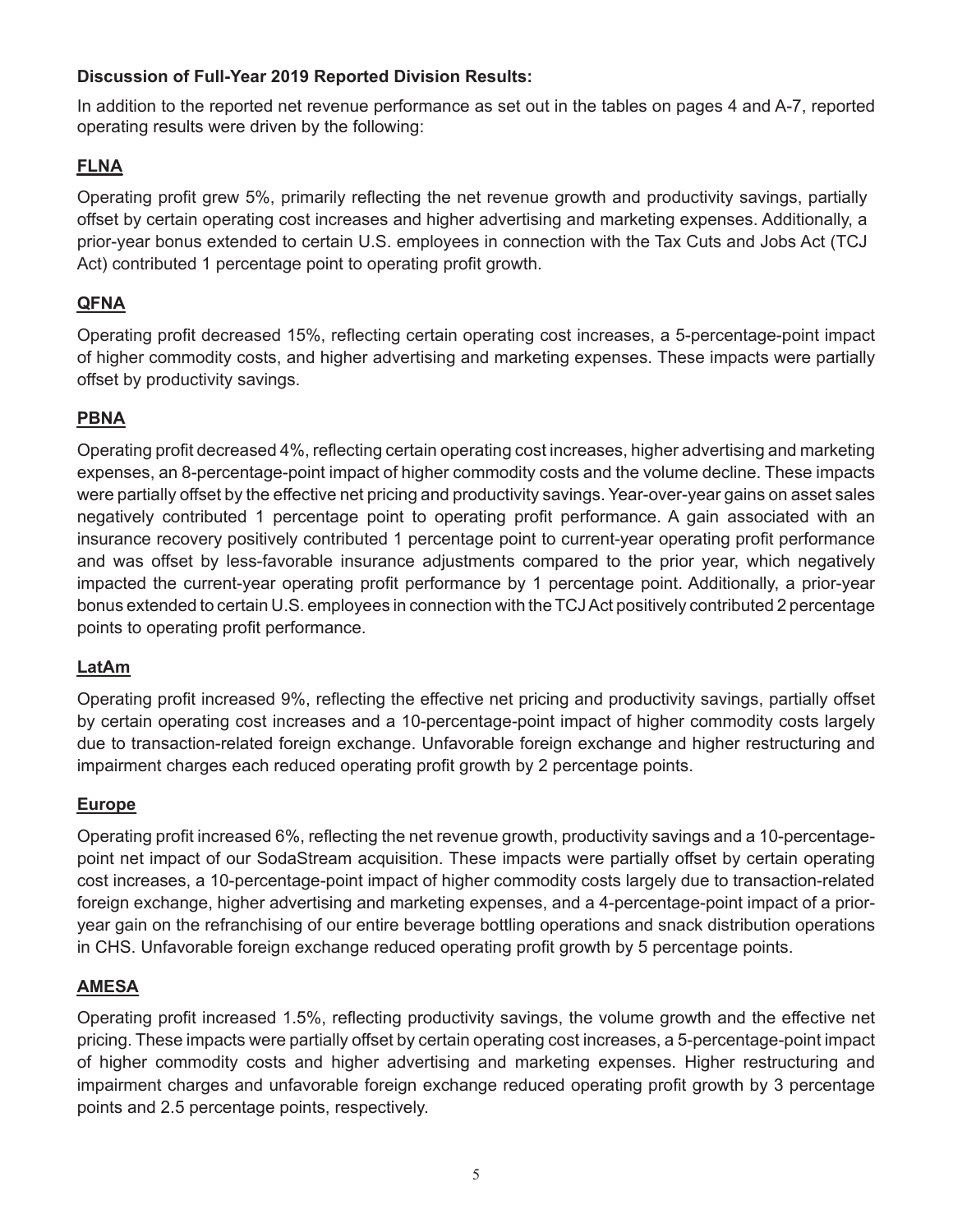**Discussion of Full-Year 2019 Reported Division Results:**

In addition to the reported net revenue performance as set out in the tables on pages 4 and A-7, reported operating results were driven by the following:

**FLNA**

Operating profit grew 5%, primarily reflecting the net revenue growth and productivity savings, partially offset by certain operating cost increases and higher advertising and marketing expenses. Additionally, a prior-year bonus extended to certain U.S. employees in connection with the Tax Cuts and Jobs Act (TCJ Act) contributed 1 percentage point to operating profit growth.

**QFNA**

Operating profit decreased 15%, reflecting certain operating cost increases, a 5-percentage-point impact of higher commodity costs, and higher advertising and marketing expenses. These impacts were partially offset by productivity savings.

**PBNA**

Operating profit decreased 4%, reflecting certain operating cost increases, higher advertising and marketing expenses, an 8-percentage-point impact of higher commodity costs and the volume decline. These impacts were partially offset by the effective net pricing and productivity savings. Year-over-year gains on asset sales negatively contributed 1 percentage point to operating profit performance. A gain associated with an insurance recovery positively contributed 1 percentage point to current-year operating profit performance and was offset by less-favorable insurance adjustments compared to the prior year, which negatively impacted the current-year operating profit performance by 1 percentage point. Additionally, a prior-year bonus extended to certain U.S. employees in connection with the TCJ Act positively contributed 2 percentage points to operating profit performance.

**LatAm**

Operating profit increased 9%, reflecting the effective net pricing and productivity savings, partially offset by certain operating cost increases and a 10-percentage-point impact of higher commodity costs largely due to transaction-related foreign exchange. Unfavorable foreign exchange and higher restructuring and impairment charges each reduced operating profit growth by 2 percentage points.

**Europe**

Operating profit increased 6%, reflecting the net revenue growth, productivity savings and a 10-percentage-point net impact of our SodaStream acquisition. These impacts were partially offset by certain operating cost increases, a 10-percentage-point impact of higher commodity costs largely due to transaction-related foreign exchange, higher advertising and marketing expenses, and a 4-percentage-point impact of a prior-year gain on the refranchising of our entire beverage bottling operations and snack distribution operations in CHS. Unfavorable foreign exchange reduced operating profit growth by 5 percentage points.

**AMESA**

Operating profit increased 1.5%, reflecting productivity savings, the volume growth and the effective net pricing. These impacts were partially offset by certain operating cost increases, a 5-percentage-point impact of higher commodity costs and higher advertising and marketing expenses. Higher restructuring and impairment charges and unfavorable foreign exchange reduced operating profit growth by 3 percentage points and 2.5 percentage points, respectively.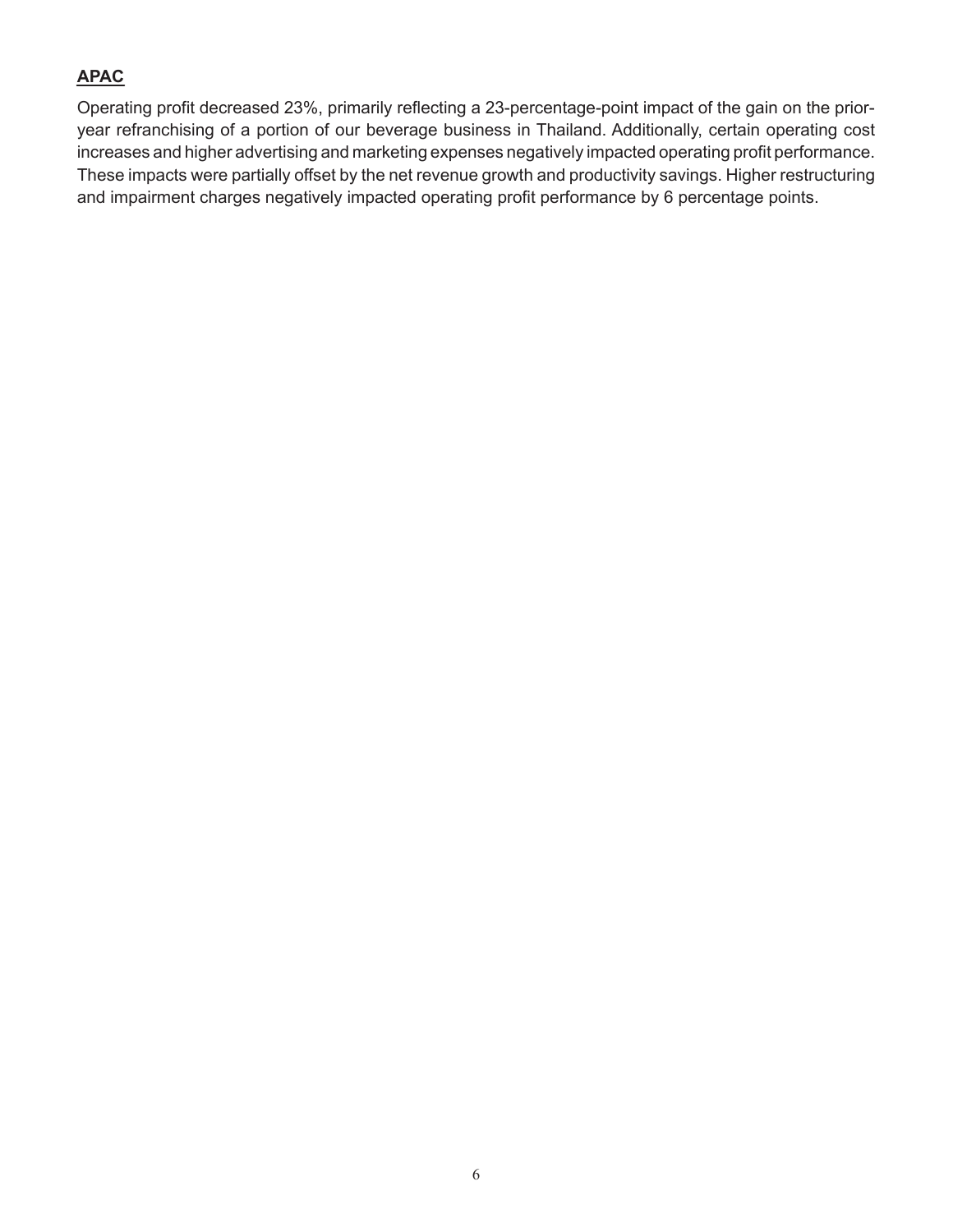**APAC**

Operating profit decreased 23%, primarily reflecting a 23-percentage-point impact of the gain on the prior-year refranchising of a portion of our beverage business in Thailand. Additionally, certain operating cost increases and higher advertising and marketing expenses negatively impacted operating profit performance. These impacts were partially offset by the net revenue growth and productivity savings. Higher restructuring and impairment charges negatively impacted operating profit performance by 6 percentage points.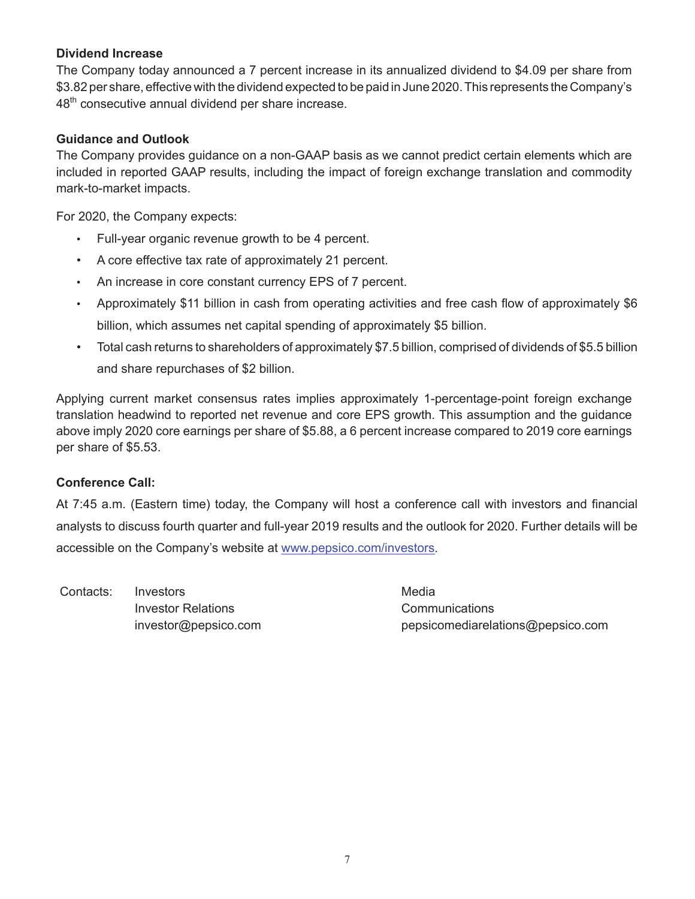**Dividend Increase**

The Company today announced a 7 percent increase in its annualized dividend to $4.09 per share from $3.82 per share, effective with the dividend expected to be paid in June 2020. This represents the Company's 48th consecutive annual dividend per share increase.

**Guidance and Outlook**

The Company provides guidance on a non-GAAP basis as we cannot predict certain elements which are included in reported GAAP results, including the impact of foreign exchange translation and commodity mark-to-market impacts.

For 2020, the Company expects:

- Full-year organic revenue growth to be 4 percent.
- A core effective tax rate of approximately 21 percent.
- An increase in core constant currency EPS of 7 percent.
- Approximately $11 billion in cash from operating activities and free cash flow of approximately $6 billion, which assumes net capital spending of approximately $5 billion.
- Total cash returns to shareholders of approximately $7.5 billion, comprised of dividends of $5.5 billion and share repurchases of $2 billion.

Applying current market consensus rates implies approximately 1-percentage-point foreign exchange translation headwind to reported net revenue and core EPS growth. This assumption and the guidance above imply 2020 core earnings per share of $5.88, a 6 percent increase compared to 2019 core earnings per share of $5.53.

**Conference Call:**

At 7:45 a.m. (Eastern time) today, the Company will host a conference call with investors and financial analysts to discuss fourth quarter and full-year 2019 results and the outlook for 2020. Further details will be accessible on the Company's website at www.pepsico.com/investors.

Contacts: Investors
Investor Relations
investor@pepsico.com

Media
Communications
pepsicomediarelations@pepsico.com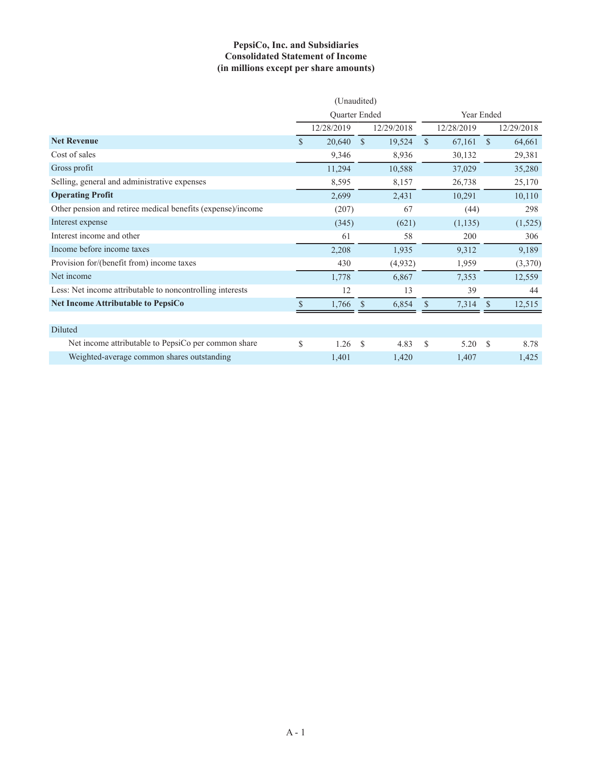# PepsiCo, Inc. and Subsidiaries
## Consolidated Statement of Income
### (in millions except per share amounts)

| | (Unaudited) | | | |
|---|---|---|---|---|
| | Quarter Ended | | Year Ended | |
| | 12/28/2019 | 12/29/2018 | 12/28/2019 | 12/29/2018 |
| **Net Revenue** | $ 20,640 | $ 19,524 | $ 67,161 | $ 64,661 |
| Cost of sales | 9,346 | 8,936 | 30,132 | 29,381 |
| Gross profit | 11,294 | 10,588 | 37,029 | 35,280 |
| Selling, general and administrative expenses | 8,595 | 8,157 | 26,738 | 25,170 |
| **Operating Profit** | 2,699 | 2,431 | 10,291 | 10,110 |
| Other pension and retiree medical benefits (expense)/income | (207) | 67 | (44) | 298 |
| Interest expense | (345) | (621) | (1,135) | (1,525) |
| Interest income and other | 61 | 58 | 200 | 306 |
| Income before income taxes | 2,208 | 1,935 | 9,312 | 9,189 |
| Provision for/(benefit from) income taxes | 430 | (4,932) | 1,959 | (3,370) |
| Net income | 1,778 | 6,867 | 7,353 | 12,559 |
| Less: Net income attributable to noncontrolling interests | 12 | 13 | 39 | 44 |
| **Net Income Attributable to PepsiCo** | $ 1,766 | $ 6,854 | $ 7,314 | $ 12,515 |
| | | | | |
| Diluted | | | | |
| Net income attributable to PepsiCo per common share | $ 1.26 | $ 4.83 | $ 5.20 | $ 8.78 |
| Weighted-average common shares outstanding | 1,401 | 1,420 | 1,407 | 1,425 |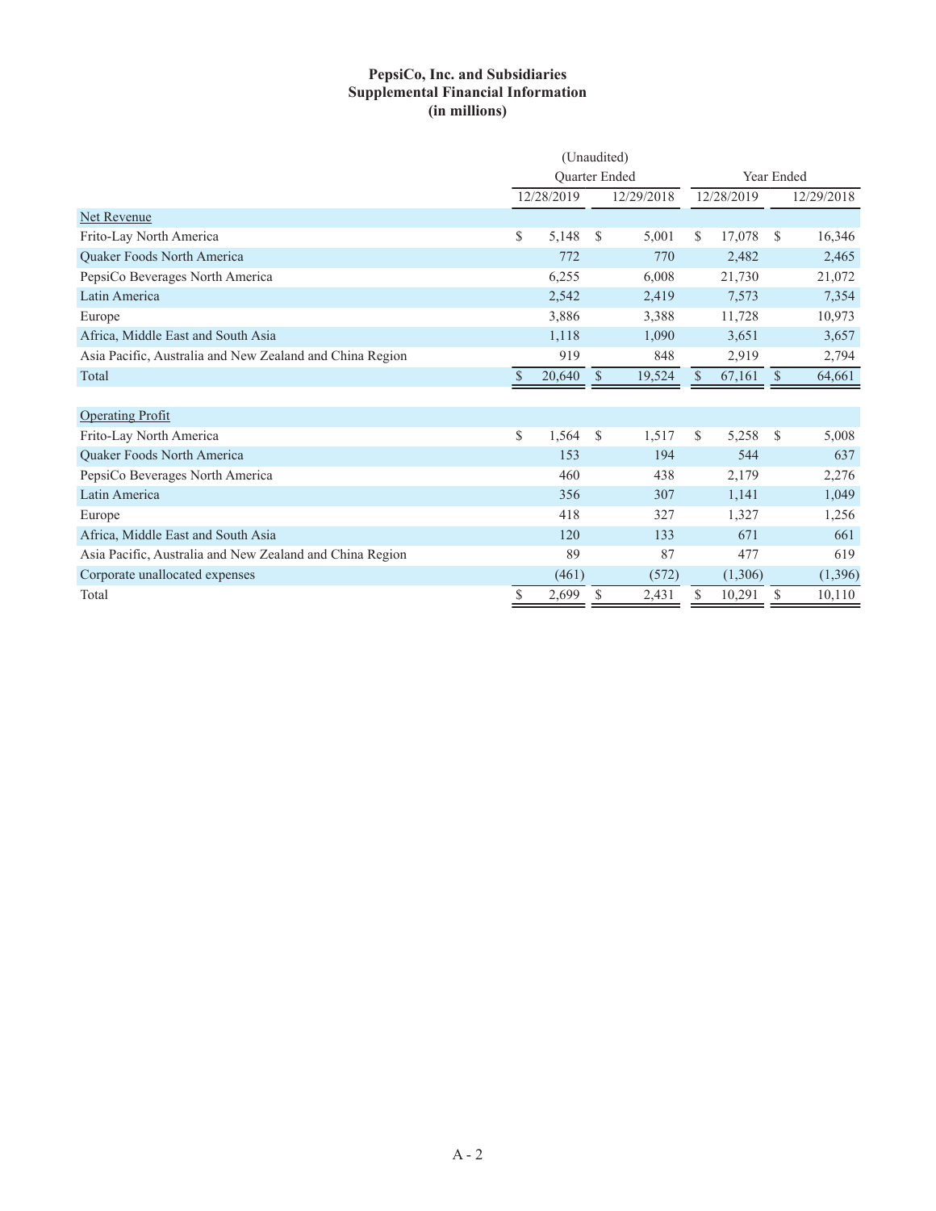**PepsiCo, Inc. and Subsidiaries**
**Supplemental Financial Information**
**(in millions)**

| | (Unaudited) Quarter Ended | | Year Ended | |
|---|---|---|---|---|
| | 12/28/2019 | 12/29/2018 | 12/28/2019 | 12/29/2018 |
| Net Revenue | | | | |
| Frito-Lay North America | $ 5,148 | $ 5,001 | $ 17,078 | $ 16,346 |
| Quaker Foods North America | 772 | 770 | 2,482 | 2,465 |
| PepsiCo Beverages North America | 6,255 | 6,008 | 21,730 | 21,072 |
| Latin America | 2,542 | 2,419 | 7,573 | 7,354 |
| Europe | 3,886 | 3,388 | 11,728 | 10,973 |
| Africa, Middle East and South Asia | 1,118 | 1,090 | 3,651 | 3,657 |
| Asia Pacific, Australia and New Zealand and China Region | 919 | 848 | 2,919 | 2,794 |
| Total | $ 20,640 | $ 19,524 | $ 67,161 | $ 64,661 |
| | | | | |
| Operating Profit | | | | |
| Frito-Lay North America | $ 1,564 | $ 1,517 | $ 5,258 | $ 5,008 |
| Quaker Foods North America | 153 | 194 | 544 | 637 |
| PepsiCo Beverages North America | 460 | 438 | 2,179 | 2,276 |
| Latin America | 356 | 307 | 1,141 | 1,049 |
| Europe | 418 | 327 | 1,327 | 1,256 |
| Africa, Middle East and South Asia | 120 | 133 | 671 | 661 |
| Asia Pacific, Australia and New Zealand and China Region | 89 | 87 | 477 | 619 |
| Corporate unallocated expenses | (461) | (572) | (1,306) | (1,396) |
| Total | $ 2,699 | $ 2,431 | $ 10,291 | $ 10,110 |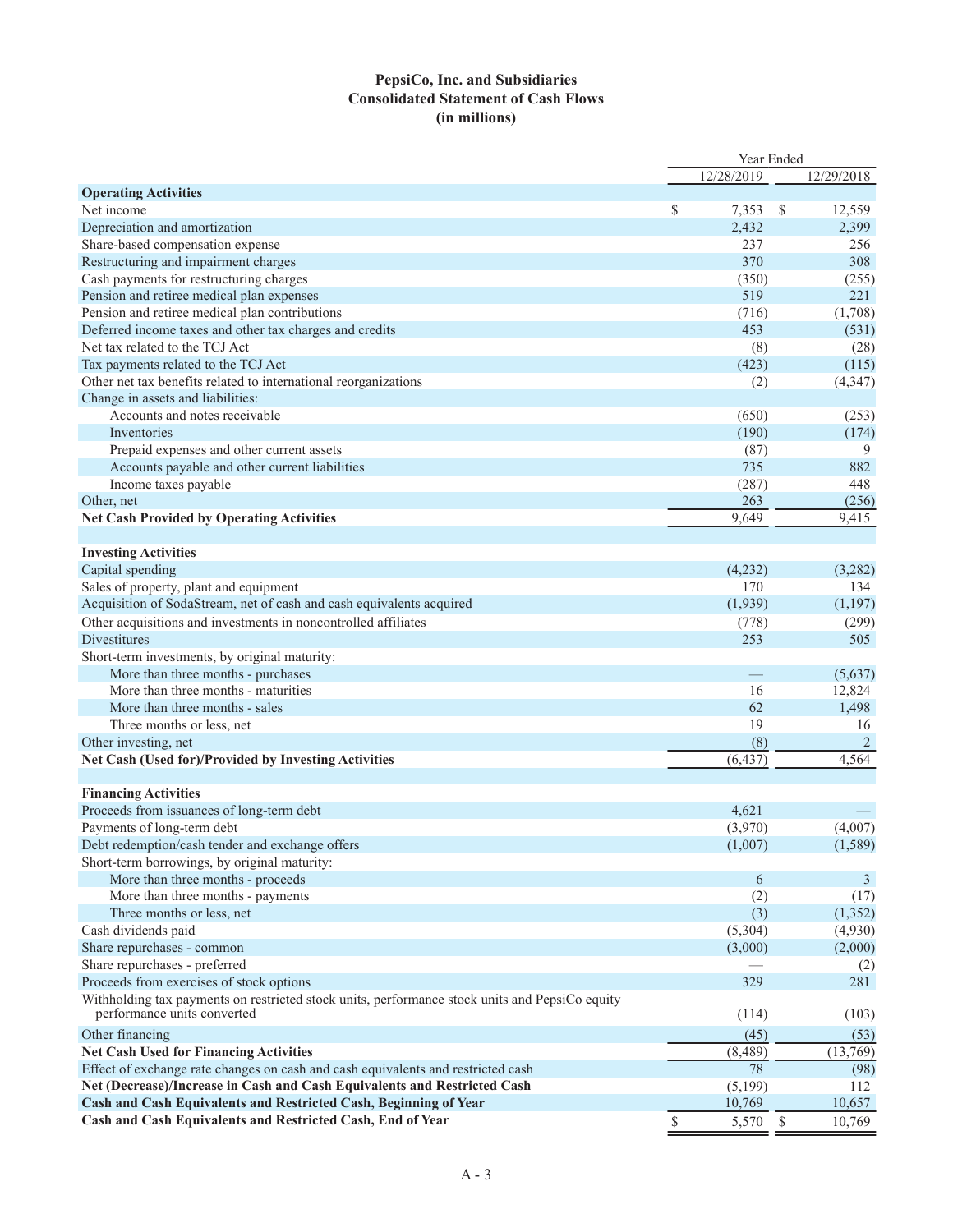# PepsiCo, Inc. and Subsidiaries
## Consolidated Statement of Cash Flows
### (in millions)

| | Year Ended | |
|---|---|---|
| | 12/28/2019 | 12/29/2018 |
| **Operating Activities** | | |
| Net income | $ 7,353 | $ 12,559 |
| Depreciation and amortization | 2,432 | 2,399 |
| Share-based compensation expense | 237 | 256 |
| Restructuring and impairment charges | 370 | 308 |
| Cash payments for restructuring charges | (350) | (255) |
| Pension and retiree medical plan expenses | 519 | 221 |
| Pension and retiree medical plan contributions | (716) | (1,708) |
| Deferred income taxes and other tax charges and credits | 453 | (531) |
| Net tax related to the TCJ Act | (8) | (28) |
| Tax payments related to the TCJ Act | (423) | (115) |
| Other net tax benefits related to international reorganizations | (2) | (4,347) |
| Change in assets and liabilities: | | |
| Accounts and notes receivable | (650) | (253) |
| Inventories | (190) | (174) |
| Prepaid expenses and other current assets | (87) | 9 |
| Accounts payable and other current liabilities | 735 | 882 |
| Income taxes payable | (287) | 448 |
| Other, net | 263 | (256) |
| **Net Cash Provided by Operating Activities** | 9,649 | 9,415 |
| | | |
| **Investing Activities** | | |
| Capital spending | (4,232) | (3,282) |
| Sales of property, plant and equipment | 170 | 134 |
| Acquisition of SodaStream, net of cash and cash equivalents acquired | (1,939) | (1,197) |
| Other acquisitions and investments in noncontrolled affiliates | (778) | (299) |
| Divestitures | 253 | 505 |
| Short-term investments, by original maturity: | | |
| More than three months - purchases | — | (5,637) |
| More than three months - maturities | 16 | 12,824 |
| More than three months - sales | 62 | 1,498 |
| Three months or less, net | 19 | 16 |
| Other investing, net | (8) | 2 |
| **Net Cash (Used for)/Provided by Investing Activities** | (6,437) | 4,564 |
| | | |
| **Financing Activities** | | |
| Proceeds from issuances of long-term debt | 4,621 | — |
| Payments of long-term debt | (3,970) | (4,007) |
| Debt redemption/cash tender and exchange offers | (1,007) | (1,589) |
| Short-term borrowings, by original maturity: | | |
| More than three months - proceeds | 6 | 3 |
| More than three months - payments | (2) | (17) |
| Three months or less, net | (3) | (1,352) |
| Cash dividends paid | (5,304) | (4,930) |
| Share repurchases - common | (3,000) | (2,000) |
| Share repurchases - preferred | — | (2) |
| Proceeds from exercises of stock options | 329 | 281 |
| Withholding tax payments on restricted stock units, performance stock units and PepsiCo equity performance units converted | (114) | (103) |
| Other financing | (45) | (53) |
| **Net Cash Used for Financing Activities** | (8,489) | (13,769) |
| Effect of exchange rate changes on cash and cash equivalents and restricted cash | 78 | (98) |
| **Net (Decrease)/Increase in Cash and Cash Equivalents and Restricted Cash** | (5,199) | 112 |
| **Cash and Cash Equivalents and Restricted Cash, Beginning of Year** | 10,769 | 10,657 |
| **Cash and Cash Equivalents and Restricted Cash, End of Year** | $ 5,570 | $ 10,769 |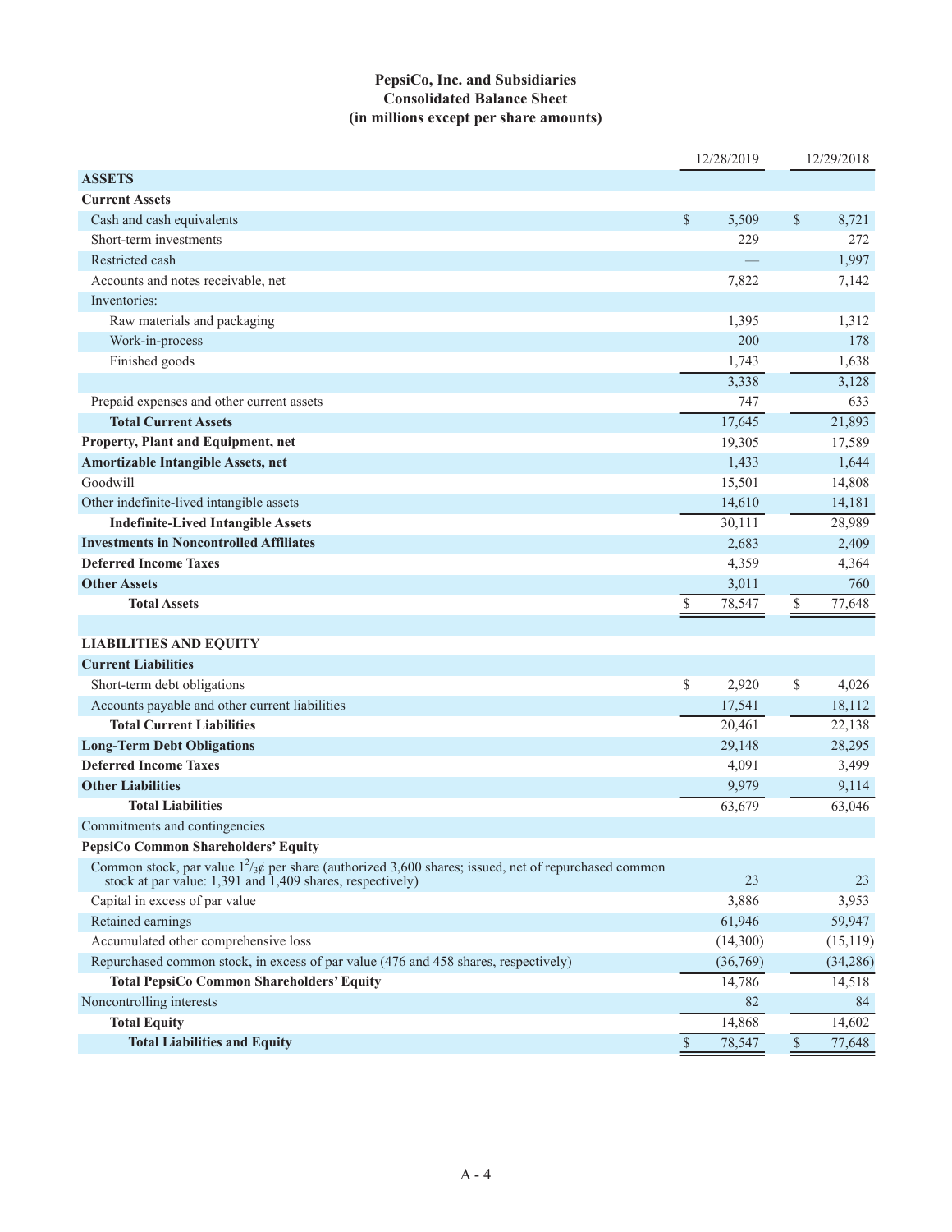# PepsiCo, Inc. and Subsidiaries
## Consolidated Balance Sheet
### (in millions except per share amounts)

| | 12/28/2019 | 12/29/2018 |
|---|---|---|
| **ASSETS** | | |
| **Current Assets** | | |
| Cash and cash equivalents | $ 5,509 | $ 8,721 |
| Short-term investments | 229 | 272 |
| Restricted cash | — | 1,997 |
| Accounts and notes receivable, net | 7,822 | 7,142 |
| Inventories: | | |
| Raw materials and packaging | 1,395 | 1,312 |
| Work-in-process | 200 | 178 |
| Finished goods | 1,743 | 1,638 |
| | 3,338 | 3,128 |
| Prepaid expenses and other current assets | 747 | 633 |
| **Total Current Assets** | 17,645 | 21,893 |
| **Property, Plant and Equipment, net** | 19,305 | 17,589 |
| **Amortizable Intangible Assets, net** | 1,433 | 1,644 |
| Goodwill | 15,501 | 14,808 |
| Other indefinite-lived intangible assets | 14,610 | 14,181 |
| **Indefinite-Lived Intangible Assets** | 30,111 | 28,989 |
| **Investments in Noncontrolled Affiliates** | 2,683 | 2,409 |
| **Deferred Income Taxes** | 4,359 | 4,364 |
| **Other Assets** | 3,011 | 760 |
| **Total Assets** | $ 78,547 | $ 77,648 |
| | | |
| **LIABILITIES AND EQUITY** | | |
| **Current Liabilities** | | |
| Short-term debt obligations | $ 2,920 | $ 4,026 |
| Accounts payable and other current liabilities | 17,541 | 18,112 |
| **Total Current Liabilities** | 20,461 | 22,138 |
| **Long-Term Debt Obligations** | 29,148 | 28,295 |
| **Deferred Income Taxes** | 4,091 | 3,499 |
| **Other Liabilities** | 9,979 | 9,114 |
| **Total Liabilities** | 63,679 | 63,046 |
| Commitments and contingencies | | |
| **PepsiCo Common Shareholders' Equity** | | |
| Common stock, par value $1^2/_3$¢ per share (authorized 3,600 shares; issued, net of repurchased common stock at par value: 1,391 and 1,409 shares, respectively) | 23 | 23 |
| Capital in excess of par value | 3,886 | 3,953 |
| Retained earnings | 61,946 | 59,947 |
| Accumulated other comprehensive loss | (14,300) | (15,119) |
| Repurchased common stock, in excess of par value (476 and 458 shares, respectively) | (36,769) | (34,286) |
| **Total PepsiCo Common Shareholders' Equity** | 14,786 | 14,518 |
| Noncontrolling interests | 82 | 84 |
| **Total Equity** | 14,868 | 14,602 |
| **Total Liabilities and Equity** | $ 78,547 | $ 77,648 |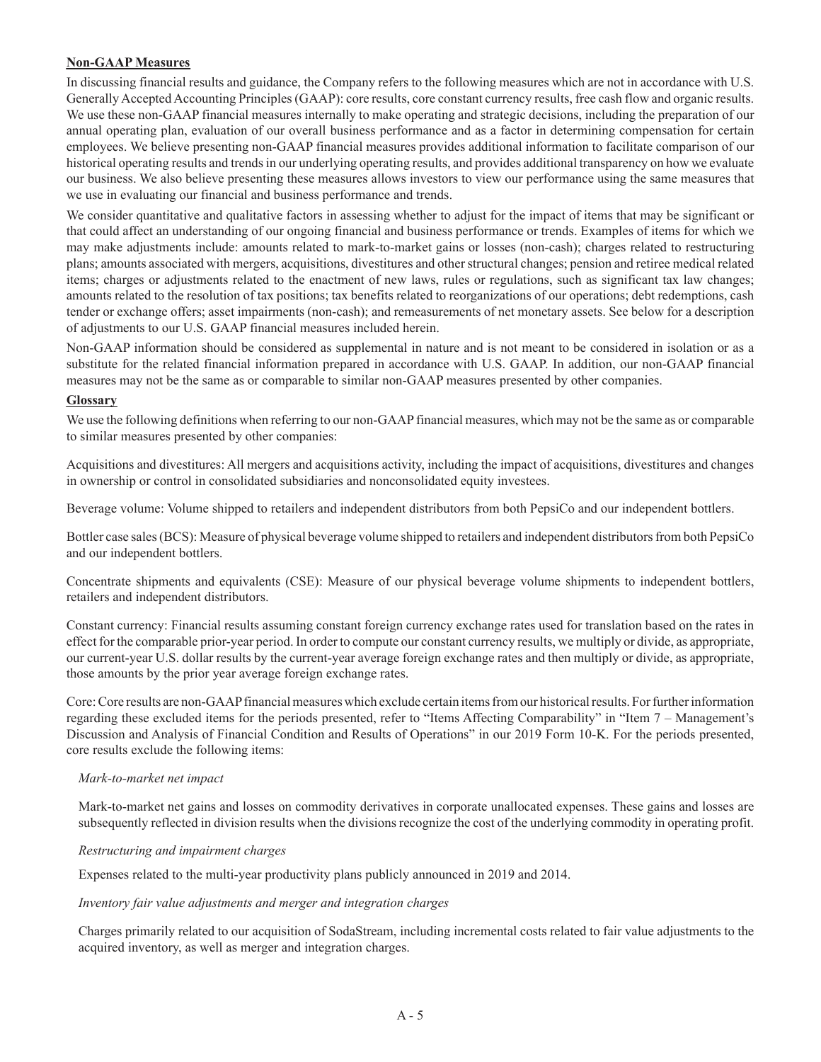**Non-GAAP Measures**

In discussing financial results and guidance, the Company refers to the following measures which are not in accordance with U.S. Generally Accepted Accounting Principles (GAAP): core results, core constant currency results, free cash flow and organic results. We use these non-GAAP financial measures internally to make operating and strategic decisions, including the preparation of our annual operating plan, evaluation of our overall business performance and as a factor in determining compensation for certain employees. We believe presenting non-GAAP financial measures provides additional information to facilitate comparison of our historical operating results and trends in our underlying operating results, and provides additional transparency on how we evaluate our business. We also believe presenting these measures allows investors to view our performance using the same measures that we use in evaluating our financial and business performance and trends.

We consider quantitative and qualitative factors in assessing whether to adjust for the impact of items that may be significant or that could affect an understanding of our ongoing financial and business performance or trends. Examples of items for which we may make adjustments include: amounts related to mark-to-market gains or losses (non-cash); charges related to restructuring plans; amounts associated with mergers, acquisitions, divestitures and other structural changes; pension and retiree medical related items; charges or adjustments related to the enactment of new laws, rules or regulations, such as significant tax law changes; amounts related to the resolution of tax positions; tax benefits related to reorganizations of our operations; debt redemptions, cash tender or exchange offers; asset impairments (non-cash); and remeasurements of net monetary assets. See below for a description of adjustments to our U.S. GAAP financial measures included herein.

Non-GAAP information should be considered as supplemental in nature and is not meant to be considered in isolation or as a substitute for the related financial information prepared in accordance with U.S. GAAP. In addition, our non-GAAP financial measures may not be the same as or comparable to similar non-GAAP measures presented by other companies.

**Glossary**

We use the following definitions when referring to our non-GAAP financial measures, which may not be the same as or comparable to similar measures presented by other companies:

Acquisitions and divestitures: All mergers and acquisitions activity, including the impact of acquisitions, divestitures and changes in ownership or control in consolidated subsidiaries and nonconsolidated equity investees.

Beverage volume: Volume shipped to retailers and independent distributors from both PepsiCo and our independent bottlers.

Bottler case sales (BCS): Measure of physical beverage volume shipped to retailers and independent distributors from both PepsiCo and our independent bottlers.

Concentrate shipments and equivalents (CSE): Measure of our physical beverage volume shipments to independent bottlers, retailers and independent distributors.

Constant currency: Financial results assuming constant foreign currency exchange rates used for translation based on the rates in effect for the comparable prior-year period. In order to compute our constant currency results, we multiply or divide, as appropriate, our current-year U.S. dollar results by the current-year average foreign exchange rates and then multiply or divide, as appropriate, those amounts by the prior year average foreign exchange rates.

Core: Core results are non-GAAP financial measures which exclude certain items from our historical results. For further information regarding these excluded items for the periods presented, refer to "Items Affecting Comparability" in "Item 7 – Management's Discussion and Analysis of Financial Condition and Results of Operations" in our 2019 Form 10-K. For the periods presented, core results exclude the following items:

*Mark-to-market net impact*

Mark-to-market net gains and losses on commodity derivatives in corporate unallocated expenses. These gains and losses are subsequently reflected in division results when the divisions recognize the cost of the underlying commodity in operating profit.

*Restructuring and impairment charges*

Expenses related to the multi-year productivity plans publicly announced in 2019 and 2014.

*Inventory fair value adjustments and merger and integration charges*

Charges primarily related to our acquisition of SodaStream, including incremental costs related to fair value adjustments to the acquired inventory, as well as merger and integration charges.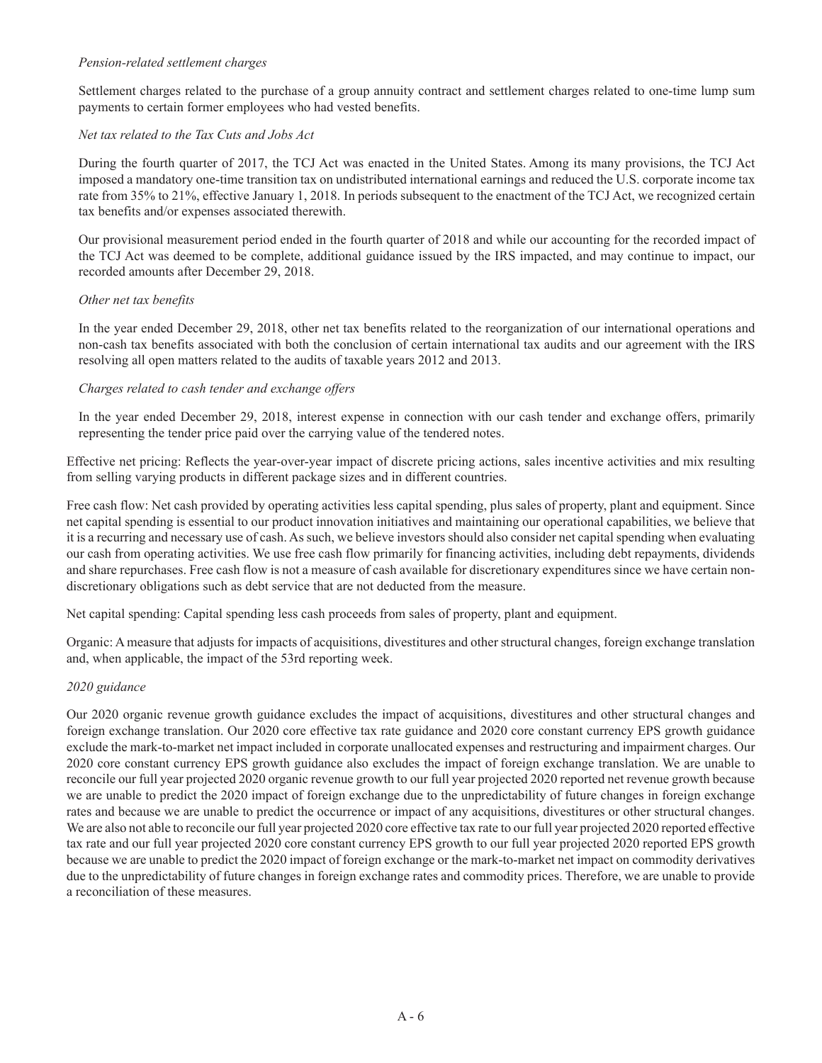*Pension-related settlement charges*

Settlement charges related to the purchase of a group annuity contract and settlement charges related to one-time lump sum payments to certain former employees who had vested benefits.

*Net tax related to the Tax Cuts and Jobs Act*

During the fourth quarter of 2017, the TCJ Act was enacted in the United States. Among its many provisions, the TCJ Act imposed a mandatory one-time transition tax on undistributed international earnings and reduced the U.S. corporate income tax rate from 35% to 21%, effective January 1, 2018. In periods subsequent to the enactment of the TCJ Act, we recognized certain tax benefits and/or expenses associated therewith.

Our provisional measurement period ended in the fourth quarter of 2018 and while our accounting for the recorded impact of the TCJ Act was deemed to be complete, additional guidance issued by the IRS impacted, and may continue to impact, our recorded amounts after December 29, 2018.

*Other net tax benefits*

In the year ended December 29, 2018, other net tax benefits related to the reorganization of our international operations and non-cash tax benefits associated with both the conclusion of certain international tax audits and our agreement with the IRS resolving all open matters related to the audits of taxable years 2012 and 2013.

*Charges related to cash tender and exchange offers*

In the year ended December 29, 2018, interest expense in connection with our cash tender and exchange offers, primarily representing the tender price paid over the carrying value of the tendered notes.

Effective net pricing: Reflects the year-over-year impact of discrete pricing actions, sales incentive activities and mix resulting from selling varying products in different package sizes and in different countries.

Free cash flow: Net cash provided by operating activities less capital spending, plus sales of property, plant and equipment. Since net capital spending is essential to our product innovation initiatives and maintaining our operational capabilities, we believe that it is a recurring and necessary use of cash. As such, we believe investors should also consider net capital spending when evaluating our cash from operating activities. We use free cash flow primarily for financing activities, including debt repayments, dividends and share repurchases. Free cash flow is not a measure of cash available for discretionary expenditures since we have certain non-discretionary obligations such as debt service that are not deducted from the measure.

Net capital spending: Capital spending less cash proceeds from sales of property, plant and equipment.

Organic: A measure that adjusts for impacts of acquisitions, divestitures and other structural changes, foreign exchange translation and, when applicable, the impact of the 53rd reporting week.

*2020 guidance*

Our 2020 organic revenue growth guidance excludes the impact of acquisitions, divestitures and other structural changes and foreign exchange translation. Our 2020 core effective tax rate guidance and 2020 core constant currency EPS growth guidance exclude the mark-to-market net impact included in corporate unallocated expenses and restructuring and impairment charges. Our 2020 core constant currency EPS growth guidance also excludes the impact of foreign exchange translation. We are unable to reconcile our full year projected 2020 organic revenue growth to our full year projected 2020 reported net revenue growth because we are unable to predict the 2020 impact of foreign exchange due to the unpredictability of future changes in foreign exchange rates and because we are unable to predict the occurrence or impact of any acquisitions, divestitures or other structural changes. We are also not able to reconcile our full year projected 2020 core effective tax rate to our full year projected 2020 reported effective tax rate and our full year projected 2020 core constant currency EPS growth to our full year projected 2020 reported EPS growth because we are unable to predict the 2020 impact of foreign exchange or the mark-to-market net impact on commodity derivatives due to the unpredictability of future changes in foreign exchange rates and commodity prices. Therefore, we are unable to provide a reconciliation of these measures.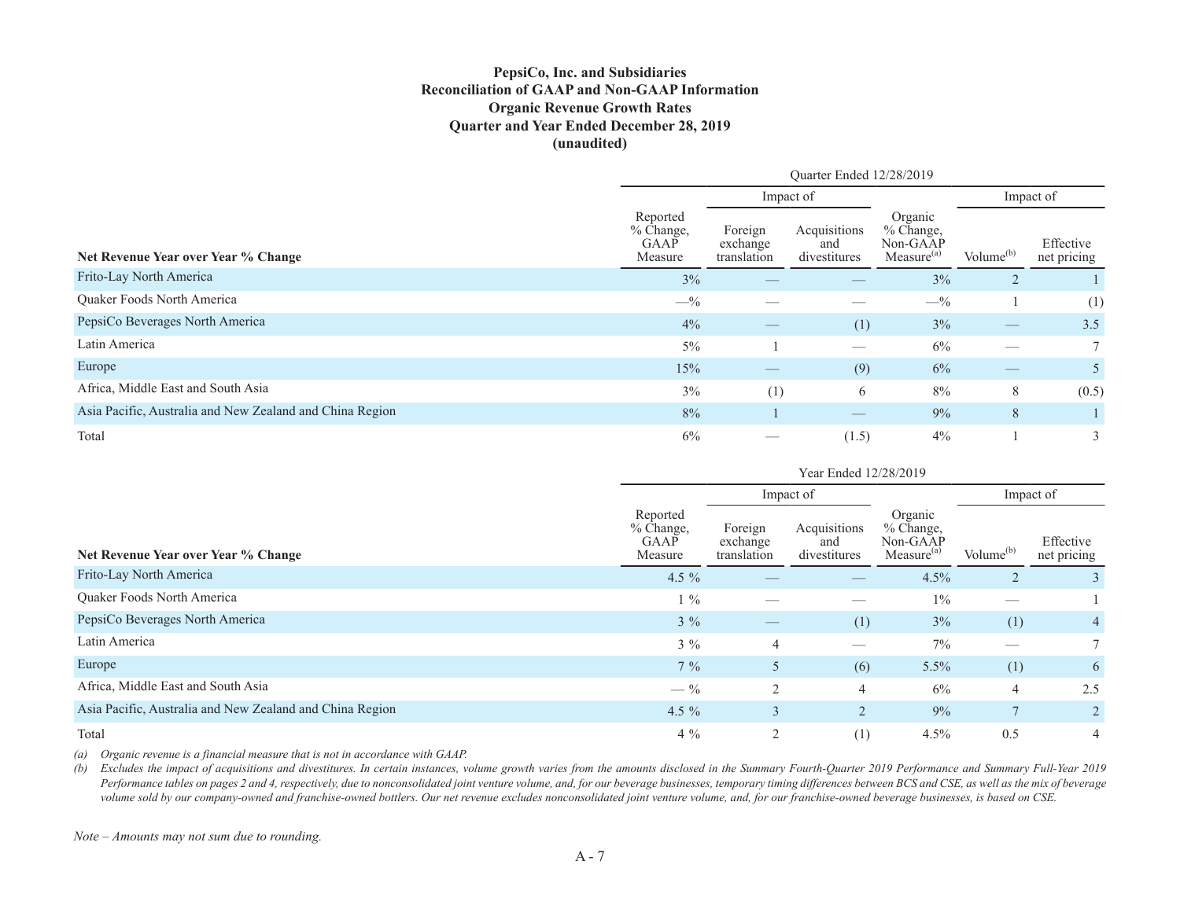**PepsiCo, Inc. and Subsidiaries**
**Reconciliation of GAAP and Non-GAAP Information**
**Organic Revenue Growth Rates**
**Quarter and Year Ended December 28, 2019**
**(unaudited)**

| | Quarter Ended 12/28/2019 | | | | | |
|---|---|---|---|---|---|---|
| | | Impact of | | | Impact of | |
| **Net Revenue Year over Year % Change** | Reported % Change, GAAP Measure | Foreign exchange translation | Acquisitions and divestitures | Organic % Change, Non-GAAP Measure[(a)] | Volume[(b)] | Effective net pricing |
| Frito-Lay North America | 3% | — | — | 3% | 2 | 1 |
| Quaker Foods North America | —% | — | — | —% | 1 | (1) |
| PepsiCo Beverages North America | 4% | — | (1) | 3% | — | 3.5 |
| Latin America | 5% | 1 | — | 6% | — | 7 |
| Europe | 15% | — | (9) | 6% | — | 5 |
| Africa, Middle East and South Asia | 3% | (1) | 6 | 8% | 8 | (0.5) |
| Asia Pacific, Australia and New Zealand and China Region | 8% | 1 | — | 9% | 8 | 1 |
| Total | 6% | — | (1.5) | 4% | 1 | 3 |

| | Year Ended 12/28/2019 | | | | | |
|---|---|---|---|---|---|---|
| | | Impact of | | | Impact of | |
| **Net Revenue Year over Year % Change** | Reported % Change, GAAP Measure | Foreign exchange translation | Acquisitions and divestitures | Organic % Change, Non-GAAP Measure[(a)] | Volume[(b)] | Effective net pricing |
| Frito-Lay North America | 4.5 % | — | — | 4.5% | 2 | 3 |
| Quaker Foods North America | 1 % | — | — | 1% | — | 1 |
| PepsiCo Beverages North America | 3 % | — | (1) | 3% | (1) | 4 |
| Latin America | 3 % | 4 | — | 7% | — | 7 |
| Europe | 7 % | 5 | (6) | 5.5% | (1) | 6 |
| Africa, Middle East and South Asia | — % | 2 | 4 | 6% | 4 | 2.5 |
| Asia Pacific, Australia and New Zealand and China Region | 4.5 % | 3 | 2 | 9% | 7 | 2 |
| Total | 4 % | 2 | (1) | 4.5% | 0.5 | 4 |

*(a) Organic revenue is a financial measure that is not in accordance with GAAP.*

*(b) Excludes the impact of acquisitions and divestitures. In certain instances, volume growth varies from the amounts disclosed in the Summary Fourth-Quarter 2019 Performance and Summary Full-Year 2019 Performance tables on pages 2 and 4, respectively, due to nonconsolidated joint venture volume, and, for our beverage businesses, temporary timing differences between BCS and CSE, as well as the mix of beverage volume sold by our company-owned and franchise-owned bottlers. Our net revenue excludes nonconsolidated joint venture volume, and, for our franchise-owned beverage businesses, is based on CSE.*

*Note – Amounts may not sum due to rounding.*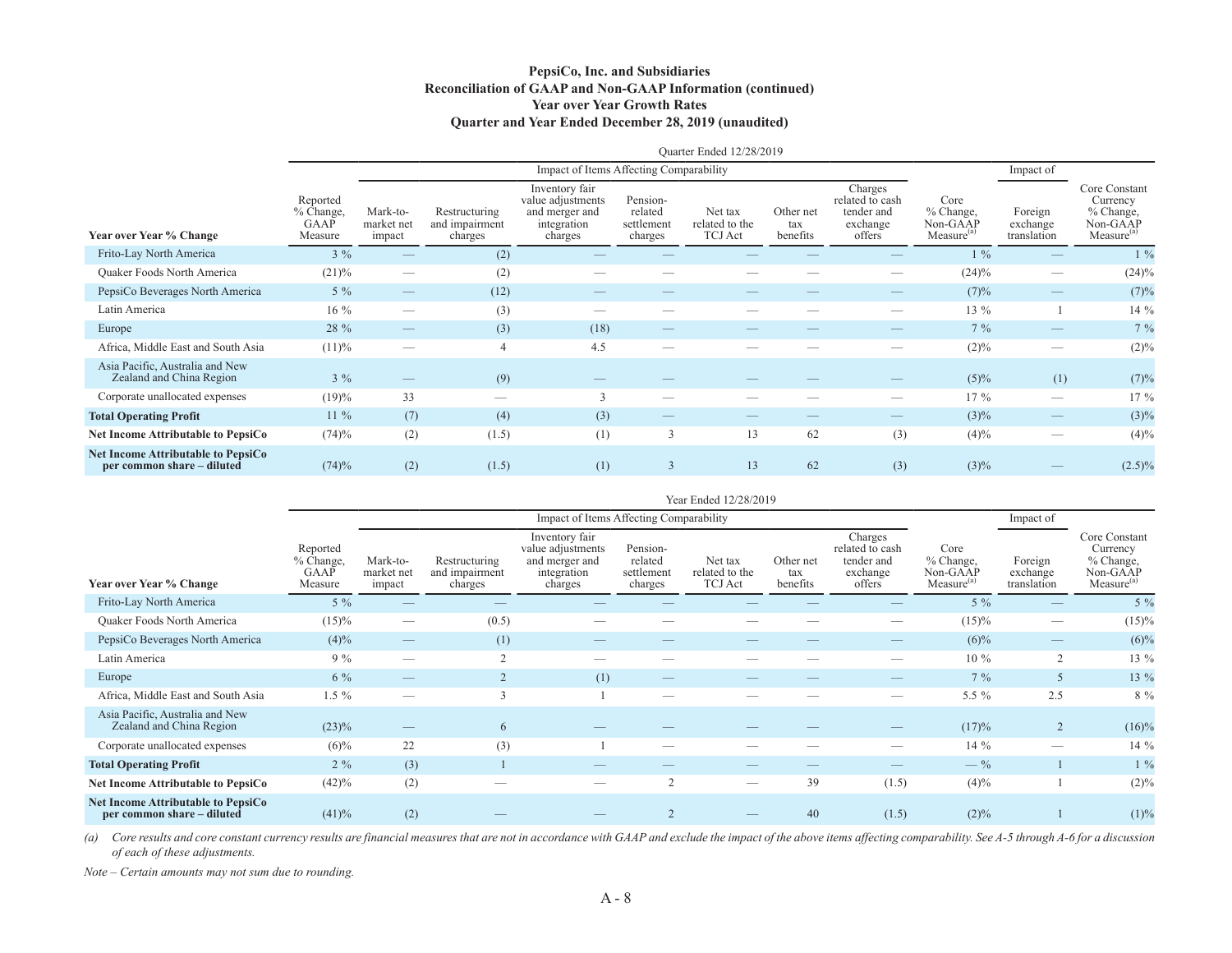**PepsiCo, Inc. and Subsidiaries**
**Reconciliation of GAAP and Non-GAAP Information (continued)**
**Year over Year Growth Rates**
**Quarter and Year Ended December 28, 2019 (unaudited)**

| | Quarter Ended 12/28/2019 | | | | | | | | | | |
|---|---|---|---|---|---|---|---|---|---|---|---|
| | | Impact of Items Affecting Comparability | | | | | | | | Impact of | |
| **Year over Year % Change** | Reported % Change, GAAP Measure | Mark-to-market net impact | Restructuring and impairment charges | Inventory fair value adjustments and merger and integration charges | Pension-related settlement charges | Net tax related to the TCJ Act | Other net tax benefits | Charges related to cash tender and exchange offers | Core % Change, Non-GAAP Measure[(a)] | Foreign exchange translation | Core Constant Currency % Change, Non-GAAP Measure[(a)] |
| Frito-Lay North America | 3 % | — | (2) | — | — | — | — | — | 1 % | — | 1 % |
| Quaker Foods North America | (21)% | — | (2) | — | — | — | — | — | (24)% | — | (24)% |
| PepsiCo Beverages North America | 5 % | — | (12) | — | — | — | — | — | (7)% | — | (7)% |
| Latin America | 16 % | — | (3) | — | — | — | — | — | 13 % | 1 | 14 % |
| Europe | 28 % | — | (3) | (18) | — | — | — | — | 7 % | — | 7 % |
| Africa, Middle East and South Asia | (11)% | — | 4 | 4.5 | — | — | — | — | (2)% | — | (2)% |
| Asia Pacific, Australia and New Zealand and China Region | 3 % | — | (9) | — | — | — | — | — | (5)% | (1) | (7)% |
| Corporate unallocated expenses | (19)% | 33 | — | 3 | — | — | — | — | 17 % | — | 17 % |
| **Total Operating Profit** | 11 % | (7) | (4) | (3) | — | — | — | — | (3)% | — | (3)% |
| **Net Income Attributable to PepsiCo** | (74)% | (2) | (1.5) | (1) | 3 | 13 | 62 | (3) | (4)% | — | (4)% |
| **Net Income Attributable to PepsiCo per common share – diluted** | (74)% | (2) | (1.5) | (1) | 3 | 13 | 62 | (3) | (3)% | — | (2.5)% |

| | Year Ended 12/28/2019 | | | | | | | | | | |
|---|---|---|---|---|---|---|---|---|---|---|---|
| | | Impact of Items Affecting Comparability | | | | | | | | Impact of | |
| **Year over Year % Change** | Reported % Change, GAAP Measure | Mark-to-market net impact | Restructuring and impairment charges | Inventory fair value adjustments and merger and integration charges | Pension-related settlement charges | Net tax related to the TCJ Act | Other net tax benefits | Charges related to cash tender and exchange offers | Core % Change, Non-GAAP Measure[(a)] | Foreign exchange translation | Core Constant Currency % Change, Non-GAAP Measure[(a)] |
| Frito-Lay North America | 5 % | — | — | — | — | — | — | — | 5 % | — | 5 % |
| Quaker Foods North America | (15)% | — | (0.5) | — | — | — | — | — | (15)% | — | (15)% |
| PepsiCo Beverages North America | (4)% | — | (1) | — | — | — | — | — | (6)% | — | (6)% |
| Latin America | 9 % | — | 2 | — | — | — | — | — | 10 % | 2 | 13 % |
| Europe | 6 % | — | 2 | (1) | — | — | — | — | 7 % | 5 | 13 % |
| Africa, Middle East and South Asia | 1.5 % | — | 3 | 1 | — | — | — | — | 5.5 % | 2.5 | 8 % |
| Asia Pacific, Australia and New Zealand and China Region | (23)% | — | 6 | — | — | — | — | — | (17)% | 2 | (16)% |
| Corporate unallocated expenses | (6)% | 22 | (3) | 1 | — | — | — | — | 14 % | — | 14 % |
| **Total Operating Profit** | 2 % | (3) | 1 | — | — | — | — | — | — % | 1 | 1 % |
| **Net Income Attributable to PepsiCo** | (42)% | (2) | — | — | 2 | — | 39 | (1.5) | (4)% | 1 | (2)% |
| **Net Income Attributable to PepsiCo per common share – diluted** | (41)% | (2) | — | — | 2 | — | 40 | (1.5) | (2)% | 1 | (1)% |

*(a) Core results and core constant currency results are financial measures that are not in accordance with GAAP and exclude the impact of the above items affecting comparability. See A-5 through A-6 for a discussion of each of these adjustments.*

*Note – Certain amounts may not sum due to rounding.*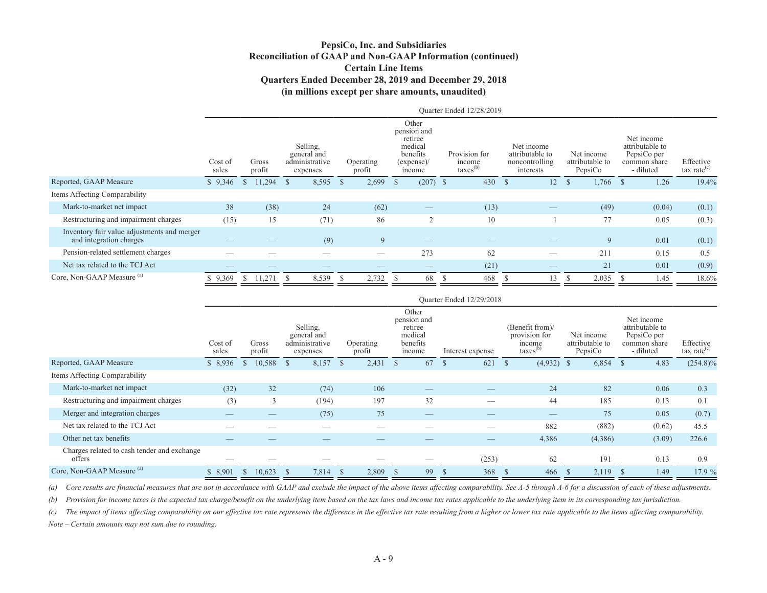# PepsiCo, Inc. and Subsidiaries
## Reconciliation of GAAP and Non-GAAP Information (continued)
## Certain Line Items
## Quarters Ended December 28, 2019 and December 29, 2018
## (in millions except per share amounts, unaudited)

| | Quarter Ended 12/28/2019 | | | | | | | | | |
|---|---|---|---|---|---|---|---|---|---|---|
| | Cost of sales | Gross profit | Selling, general and administrative expenses | Operating profit | Other pension and retiree medical benefits (expense)/ income | Provision for income taxes[(b)] | Net income attributable to noncontrolling interests | Net income attributable to PepsiCo | Net income attributable to PepsiCo per common share - diluted | Effective tax rate[(c)] |
| Reported, GAAP Measure | $ 9,346 | $ 11,294 | $ 8,595 | $ 2,699 | $ (207) | $ 430 | $ 12 | $ 1,766 | $ 1.26 | 19.4% |
| Items Affecting Comparability | | | | | | | | | | |
| Mark-to-market net impact | 38 | (38) | 24 | (62) | — | (13) | — | (49) | (0.04) | (0.1) |
| Restructuring and impairment charges | (15) | 15 | (71) | 86 | 2 | 10 | 1 | 77 | 0.05 | (0.3) |
| Inventory fair value adjustments and merger and integration charges | — | — | (9) | 9 | — | — | — | 9 | 0.01 | (0.1) |
| Pension-related settlement charges | — | — | — | — | 273 | 62 | — | 211 | 0.15 | 0.5 |
| Net tax related to the TCJ Act | — | — | — | — | — | (21) | — | 21 | 0.01 | (0.9) |
| Core, Non-GAAP Measure [(a)] | $ 9,369 | $ 11,271 | $ 8,539 | $ 2,732 | $ 68 | $ 468 | $ 13 | $ 2,035 | $ 1.45 | 18.6% |

| | Quarter Ended 12/29/2018 | | | | | | | | | |
|---|---|---|---|---|---|---|---|---|---|---|
| | Cost of sales | Gross profit | Selling, general and administrative expenses | Operating profit | Other pension and retiree medical benefits income | Interest expense | (Benefit from)/ provision for income taxes[(b)] | Net income attributable to PepsiCo | Net income attributable to PepsiCo per common share - diluted | Effective tax rate[(c)] |
| Reported, GAAP Measure | $ 8,936 | $ 10,588 | $ 8,157 | $ 2,431 | $ 67 | $ 621 | $ (4,932) | $ 6,854 | $ 4.83 | (254.8)% |
| Items Affecting Comparability | | | | | | | | | | |
| Mark-to-market net impact | (32) | 32 | (74) | 106 | — | — | 24 | 82 | 0.06 | 0.3 |
| Restructuring and impairment charges | (3) | 3 | (194) | 197 | 32 | — | 44 | 185 | 0.13 | 0.1 |
| Merger and integration charges | — | — | (75) | 75 | — | — | — | 75 | 0.05 | (0.7) |
| Net tax related to the TCJ Act | — | — | — | — | — | — | 882 | (882) | (0.62) | 45.5 |
| Other net tax benefits | — | — | — | — | — | — | 4,386 | (4,386) | (3.09) | 226.6 |
| Charges related to cash tender and exchange offers | — | — | — | — | — | (253) | 62 | 191 | 0.13 | 0.9 |
| Core, Non-GAAP Measure [(a)] | $ 8,901 | $ 10,623 | $ 7,814 | $ 2,809 | $ 99 | $ 368 | $ 466 | $ 2,119 | $ 1.49 | 17.9 % |

*(a) Core results are financial measures that are not in accordance with GAAP and exclude the impact of the above items affecting comparability. See A-5 through A-6 for a discussion of each of these adjustments.*

*(b) Provision for income taxes is the expected tax charge/benefit on the underlying item based on the tax laws and income tax rates applicable to the underlying item in its corresponding tax jurisdiction.*

*(c) The impact of items affecting comparability on our effective tax rate represents the difference in the effective tax rate resulting from a higher or lower tax rate applicable to the items affecting comparability.*

*Note – Certain amounts may not sum due to rounding.*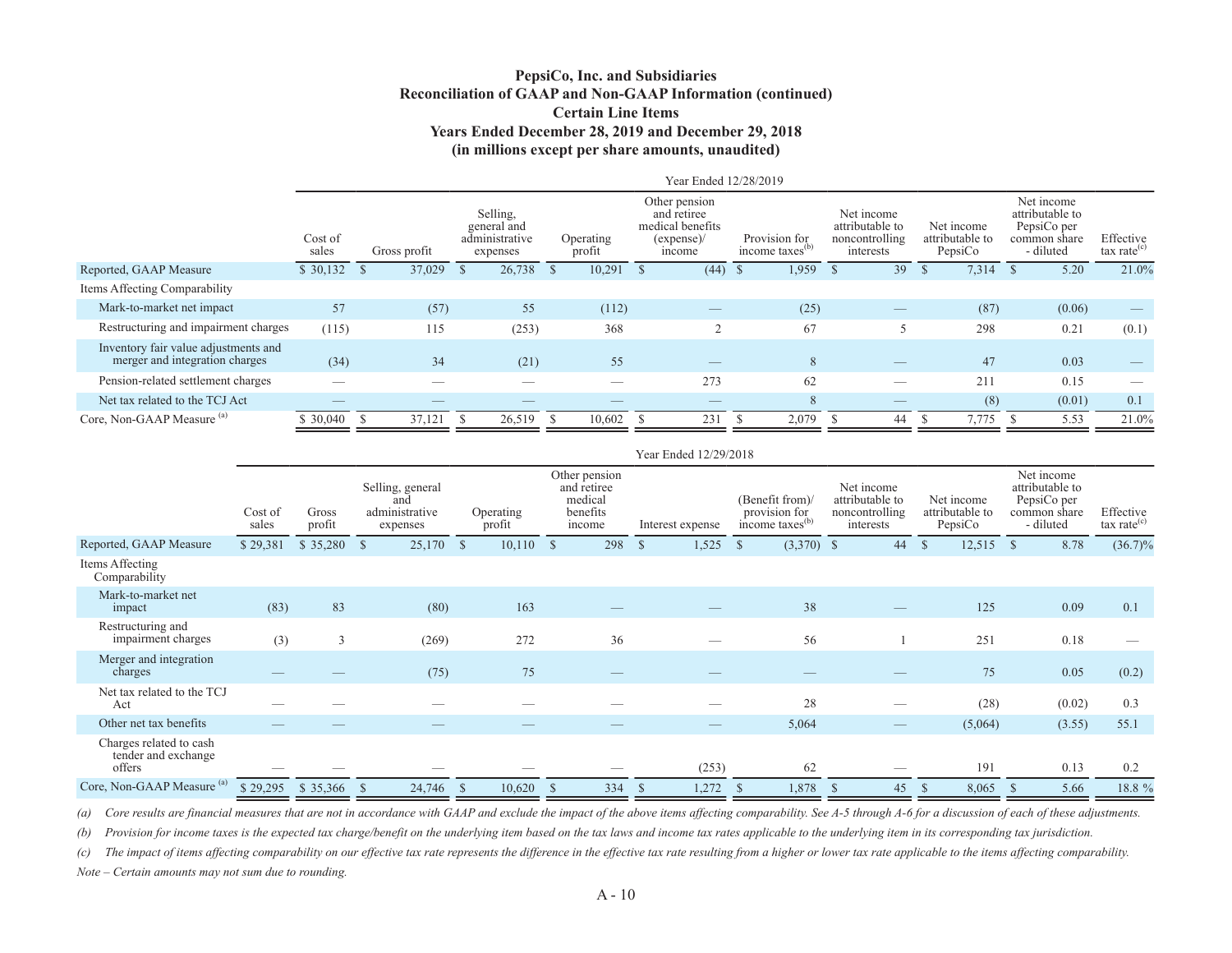**PepsiCo, Inc. and Subsidiaries**
**Reconciliation of GAAP and Non-GAAP Information (continued)**
**Certain Line Items**
**Years Ended December 28, 2019 and December 29, 2018**
**(in millions except per share amounts, unaudited)**

| | Year Ended 12/28/2019 | | | | | | | | | |
|---|---|---|---|---|---|---|---|---|---|---|
| | Cost of sales | Gross profit | Selling, general and administrative expenses | Operating profit | Other pension and retiree medical benefits (expense)/ income | Provision for income taxes[(b)] | Net income attributable to noncontrolling interests | Net income attributable to PepsiCo | Net income attributable to PepsiCo per common share - diluted | Effective tax rate[(c)] |
| Reported, GAAP Measure | $ 30,132 | $ 37,029 | $ 26,738 | $ 10,291 | $ (44) | $ 1,959 | $ 39 | $ 7,314 | $ 5.20 | 21.0% |
| Items Affecting Comparability | | | | | | | | | | |
| Mark-to-market net impact | 57 | (57) | 55 | (112) | — | (25) | — | (87) | (0.06) | — |
| Restructuring and impairment charges | (115) | 115 | (253) | 368 | 2 | 67 | 5 | 298 | 0.21 | (0.1) |
| Inventory fair value adjustments and merger and integration charges | (34) | 34 | (21) | 55 | — | 8 | — | 47 | 0.03 | — |
| Pension-related settlement charges | — | — | — | — | 273 | 62 | — | 211 | 0.15 | — |
| Net tax related to the TCJ Act | — | — | — | — | — | 8 | — | (8) | (0.01) | 0.1 |
| Core, Non-GAAP Measure[(a)] | $ 30,040 | $ 37,121 | $ 26,519 | $ 10,602 | $ 231 | $ 2,079 | $ 44 | $ 7,775 | $ 5.53 | 21.0% |

| | Year Ended 12/29/2018 | | | | | | | | | | |
|---|---|---|---|---|---|---|---|---|---|---|---|
| | Cost of sales | Gross profit | Selling, general and administrative expenses | Operating profit | Other pension and retiree medical benefits income | Interest expense | (Benefit from)/ provision for income taxes[(b)] | Net income attributable to noncontrolling interests | Net income attributable to PepsiCo | Net income attributable to PepsiCo per common share - diluted | Effective tax rate[(c)] |
| Reported, GAAP Measure | $ 29,381 | $ 35,280 | $ 25,170 | $ 10,110 | $ 298 | $ 1,525 | $ (3,370) | $ 44 | $ 12,515 | $ 8.78 | (36.7)% |
| Items Affecting Comparability | | | | | | | | | | | |
| Mark-to-market net impact | (83) | 83 | (80) | 163 | — | — | 38 | — | 125 | 0.09 | 0.1 |
| Restructuring and impairment charges | (3) | 3 | (269) | 272 | 36 | — | 56 | 1 | 251 | 0.18 | — |
| Merger and integration charges | — | — | (75) | 75 | — | — | — | — | 75 | 0.05 | (0.2) |
| Net tax related to the TCJ Act | — | — | — | — | — | — | 28 | — | (28) | (0.02) | 0.3 |
| Other net tax benefits | — | — | — | — | — | — | 5,064 | — | (5,064) | (3.55) | 55.1 |
| Charges related to cash tender and exchange offers | — | — | — | — | — | (253) | 62 | — | 191 | 0.13 | 0.2 |
| Core, Non-GAAP Measure[(a)] | $ 29,295 | $ 35,366 | $ 24,746 | $ 10,620 | $ 334 | $ 1,272 | $ 1,878 | $ 45 | $ 8,065 | $ 5.66 | 18.8 % |

*(a) Core results are financial measures that are not in accordance with GAAP and exclude the impact of the above items affecting comparability. See A-5 through A-6 for a discussion of each of these adjustments.*

*(b) Provision for income taxes is the expected tax charge/benefit on the underlying item based on the tax laws and income tax rates applicable to the underlying item in its corresponding tax jurisdiction.*

*(c) The impact of items affecting comparability on our effective tax rate represents the difference in the effective tax rate resulting from a higher or lower tax rate applicable to the items affecting comparability.*

*Note – Certain amounts may not sum due to rounding.*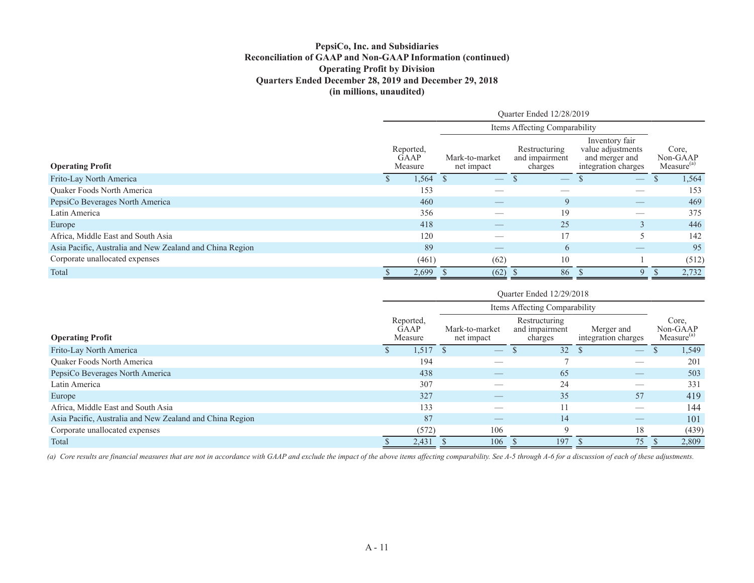# PepsiCo, Inc. and Subsidiaries
## Reconciliation of GAAP and Non-GAAP Information (continued)
## Operating Profit by Division
## Quarters Ended December 28, 2019 and December 29, 2018
## (in millions, unaudited)

| | Quarter Ended 12/28/2019 | | | | |
|---|---|---|---|---|---|
| | | Items Affecting Comparability | | | |
| **Operating Profit** | Reported, GAAP Measure | Mark-to-market net impact | Restructuring and impairment charges | Inventory fair value adjustments and merger and integration charges | Core, Non-GAAP Measure[(a)] |
| Frito-Lay North America | $ 1,564 | $ — | $ — | $ — | $ 1,564 |
| Quaker Foods North America | 153 | — | — | — | 153 |
| PepsiCo Beverages North America | 460 | — | 9 | — | 469 |
| Latin America | 356 | — | 19 | — | 375 |
| Europe | 418 | — | 25 | 3 | 446 |
| Africa, Middle East and South Asia | 120 | — | 17 | 5 | 142 |
| Asia Pacific, Australia and New Zealand and China Region | 89 | — | 6 | — | 95 |
| Corporate unallocated expenses | (461) | (62) | 10 | 1 | (512) |
| Total | $ 2,699 | $ (62) | $ 86 | $ 9 | $ 2,732 |

| | Quarter Ended 12/29/2018 | | | | |
|---|---|---|---|---|---|
| | | Items Affecting Comparability | | | |
| **Operating Profit** | Reported, GAAP Measure | Mark-to-market net impact | Restructuring and impairment charges | Merger and integration charges | Core, Non-GAAP Measure[(a)] |
| Frito-Lay North America | $ 1,517 | $ — | $ 32 | $ — | $ 1,549 |
| Quaker Foods North America | 194 | — | 7 | — | 201 |
| PepsiCo Beverages North America | 438 | — | 65 | — | 503 |
| Latin America | 307 | — | 24 | — | 331 |
| Europe | 327 | — | 35 | 57 | 419 |
| Africa, Middle East and South Asia | 133 | — | 11 | — | 144 |
| Asia Pacific, Australia and New Zealand and China Region | 87 | — | 14 | — | 101 |
| Corporate unallocated expenses | (572) | 106 | 9 | 18 | (439) |
| Total | $ 2,431 | $ 106 | $ 197 | $ 75 | $ 2,809 |

*(a) Core results are financial measures that are not in accordance with GAAP and exclude the impact of the above items affecting comparability. See A-5 through A-6 for a discussion of each of these adjustments.*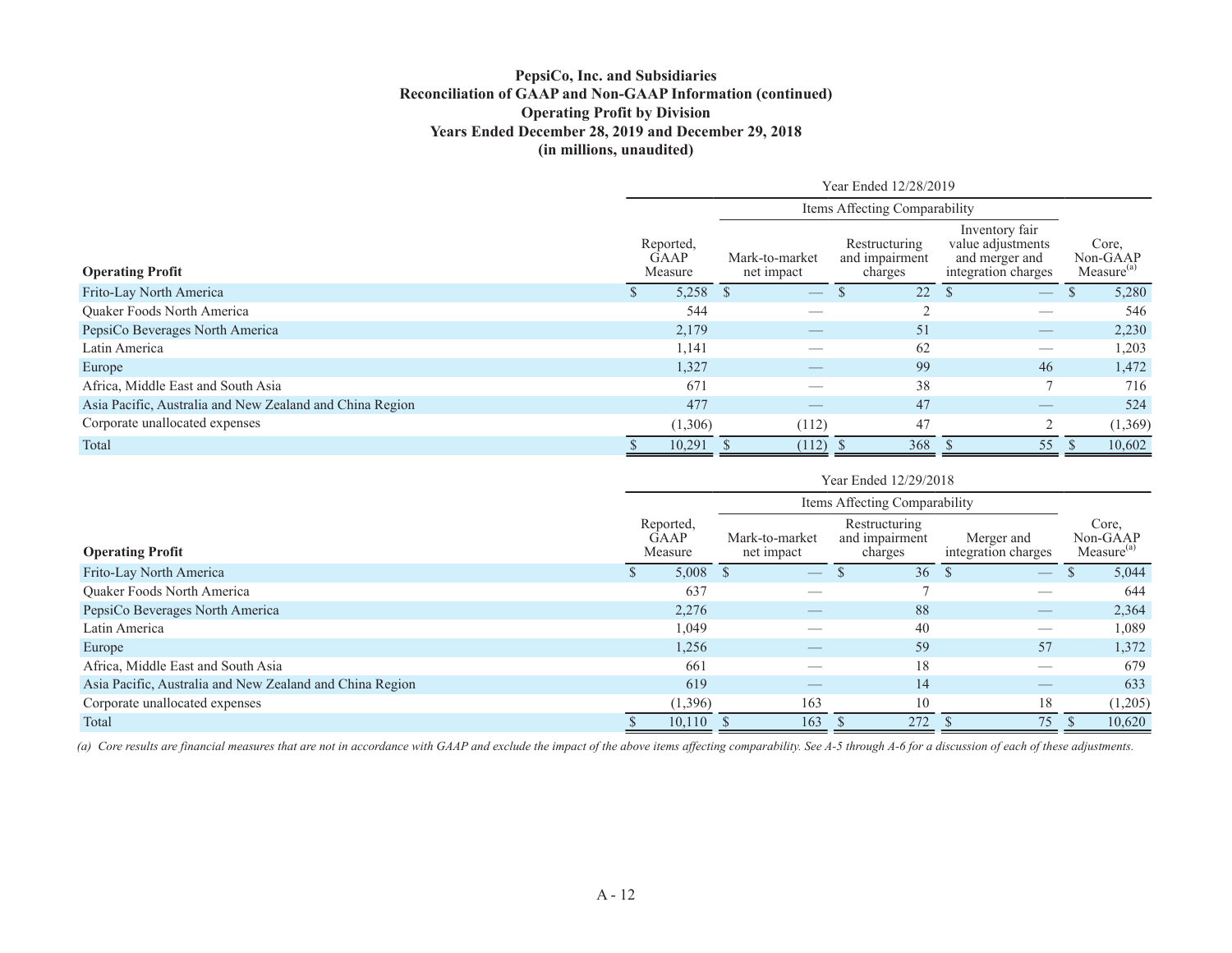**PepsiCo, Inc. and Subsidiaries**
**Reconciliation of GAAP and Non-GAAP Information (continued)**
**Operating Profit by Division**
**Years Ended December 28, 2019 and December 29, 2018**
**(in millions, unaudited)**

| | Year Ended 12/28/2019 | | | | |
|---|---|---|---|---|---|
| | | Items Affecting Comparability | | | |
| **Operating Profit** | Reported, GAAP Measure | Mark-to-market net impact | Restructuring and impairment charges | Inventory fair value adjustments and merger and integration charges | Core, Non-GAAP Measure[(a)] |
| Frito-Lay North America | $ 5,258 | $ — | $ 22 | $ — | $ 5,280 |
| Quaker Foods North America | 544 | — | 2 | — | 546 |
| PepsiCo Beverages North America | 2,179 | — | 51 | — | 2,230 |
| Latin America | 1,141 | — | 62 | — | 1,203 |
| Europe | 1,327 | — | 99 | 46 | 1,472 |
| Africa, Middle East and South Asia | 671 | — | 38 | 7 | 716 |
| Asia Pacific, Australia and New Zealand and China Region | 477 | — | 47 | — | 524 |
| Corporate unallocated expenses | (1,306) | (112) | 47 | 2 | (1,369) |
| Total | $ 10,291 | $ (112) | $ 368 | $ 55 | $ 10,602 |

| | Year Ended 12/29/2018 | | | | |
|---|---|---|---|---|---|
| | | Items Affecting Comparability | | | |
| **Operating Profit** | Reported, GAAP Measure | Mark-to-market net impact | Restructuring and impairment charges | Merger and integration charges | Core, Non-GAAP Measure[(a)] |
| Frito-Lay North America | $ 5,008 | $ — | $ 36 | $ — | $ 5,044 |
| Quaker Foods North America | 637 | — | 7 | — | 644 |
| PepsiCo Beverages North America | 2,276 | — | 88 | — | 2,364 |
| Latin America | 1,049 | — | 40 | — | 1,089 |
| Europe | 1,256 | — | 59 | 57 | 1,372 |
| Africa, Middle East and South Asia | 661 | — | 18 | — | 679 |
| Asia Pacific, Australia and New Zealand and China Region | 619 | — | 14 | — | 633 |
| Corporate unallocated expenses | (1,396) | 163 | 10 | 18 | (1,205) |
| Total | $ 10,110 | $ 163 | $ 272 | $ 75 | $ 10,620 |

*(a) Core results are financial measures that are not in accordance with GAAP and exclude the impact of the above items affecting comparability. See A-5 through A-6 for a discussion of each of these adjustments.*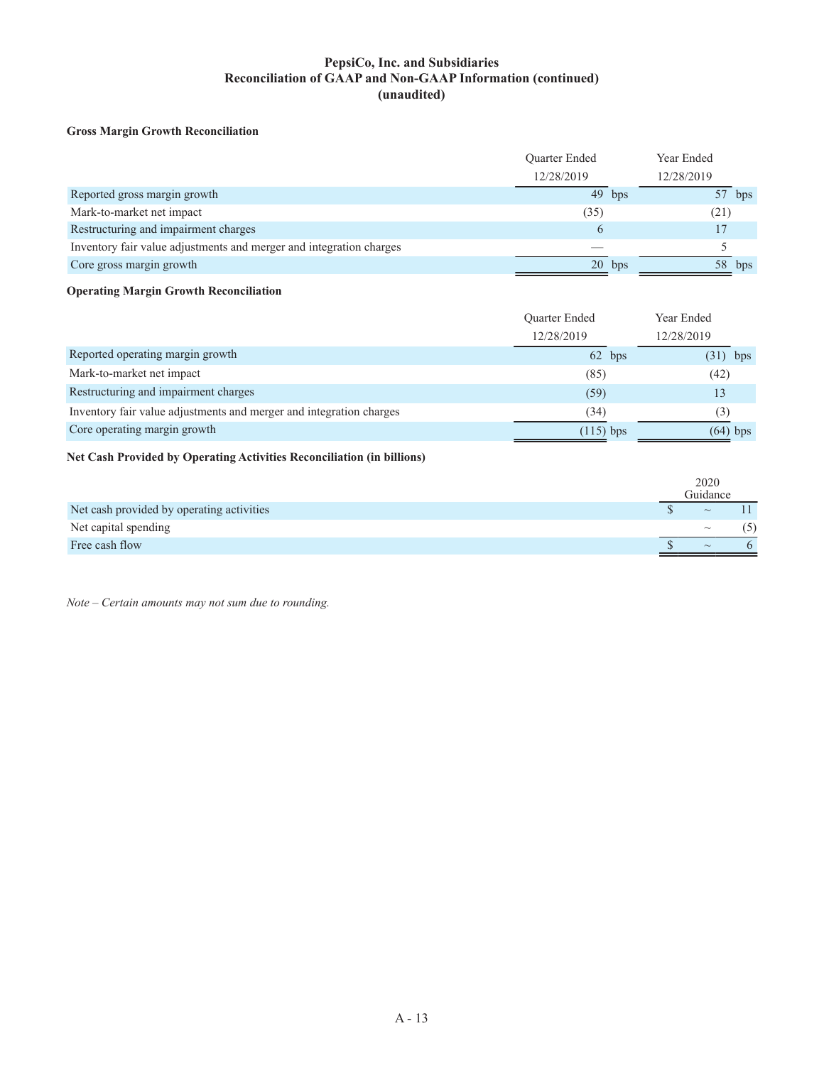# PepsiCo, Inc. and Subsidiaries
## Reconciliation of GAAP and Non-GAAP Information (continued)
## (unaudited)

### Gross Margin Growth Reconciliation

| | Quarter Ended 12/28/2019 | Year Ended 12/28/2019 |
|---|---|---|
| Reported gross margin growth | 49 bps | 57 bps |
| Mark-to-market net impact | (35) | (21) |
| Restructuring and impairment charges | 6 | 17 |
| Inventory fair value adjustments and merger and integration charges | — | 5 |
| Core gross margin growth | 20 bps | 58 bps |

### Operating Margin Growth Reconciliation

| | Quarter Ended 12/28/2019 | Year Ended 12/28/2019 |
|---|---|---|
| Reported operating margin growth | 62 bps | (31) bps |
| Mark-to-market net impact | (85) | (42) |
| Restructuring and impairment charges | (59) | 13 |
| Inventory fair value adjustments and merger and integration charges | (34) | (3) |
| Core operating margin growth | (115) bps | (64) bps |

### Net Cash Provided by Operating Activities Reconciliation (in billions)

| | 2020 Guidance |
|---|---|
| Net cash provided by operating activities | $ ~ 11 |
| Net capital spending | ~ (5) |
| Free cash flow | $ ~ 6 |

*Note – Certain amounts may not sum due to rounding.*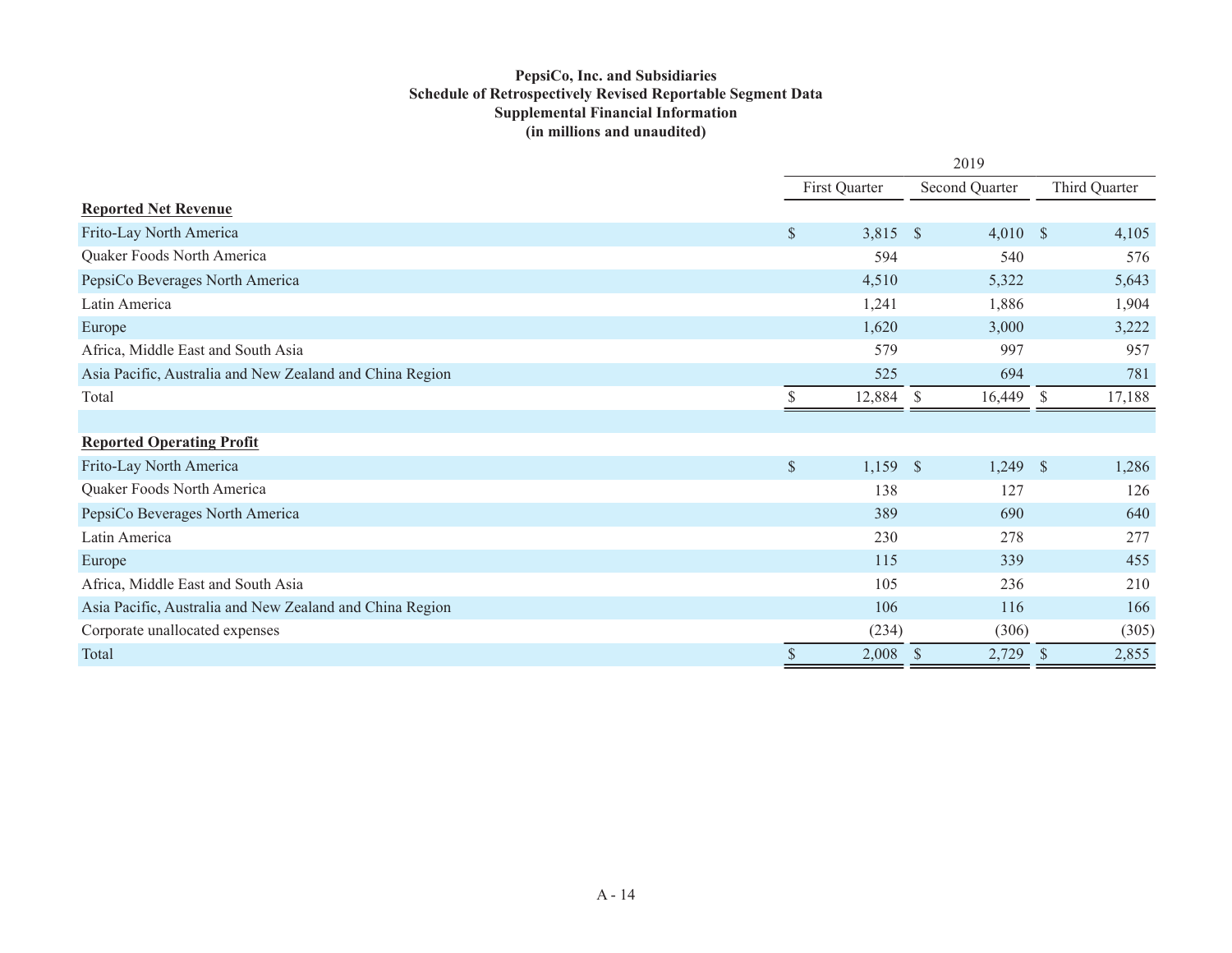**PepsiCo, Inc. and Subsidiaries**
**Schedule of Retrospectively Revised Reportable Segment Data**
**Supplemental Financial Information**
**(in millions and unaudited)**

| | 2019 | | |
|---|---|---|---|
| | First Quarter | Second Quarter | Third Quarter |
| **Reported Net Revenue** | | | |
| Frito-Lay North America | $ 3,815 | $ 4,010 | $ 4,105 |
| Quaker Foods North America | 594 | 540 | 576 |
| PepsiCo Beverages North America | 4,510 | 5,322 | 5,643 |
| Latin America | 1,241 | 1,886 | 1,904 |
| Europe | 1,620 | 3,000 | 3,222 |
| Africa, Middle East and South Asia | 579 | 997 | 957 |
| Asia Pacific, Australia and New Zealand and China Region | 525 | 694 | 781 |
| Total | $ 12,884 | $ 16,449 | $ 17,188 |
| | | | |
| **Reported Operating Profit** | | | |
| Frito-Lay North America | $ 1,159 | $ 1,249 | $ 1,286 |
| Quaker Foods North America | 138 | 127 | 126 |
| PepsiCo Beverages North America | 389 | 690 | 640 |
| Latin America | 230 | 278 | 277 |
| Europe | 115 | 339 | 455 |
| Africa, Middle East and South Asia | 105 | 236 | 210 |
| Asia Pacific, Australia and New Zealand and China Region | 106 | 116 | 166 |
| Corporate unallocated expenses | (234) | (306) | (305) |
| Total | $ 2,008 | $ 2,729 | $ 2,855 |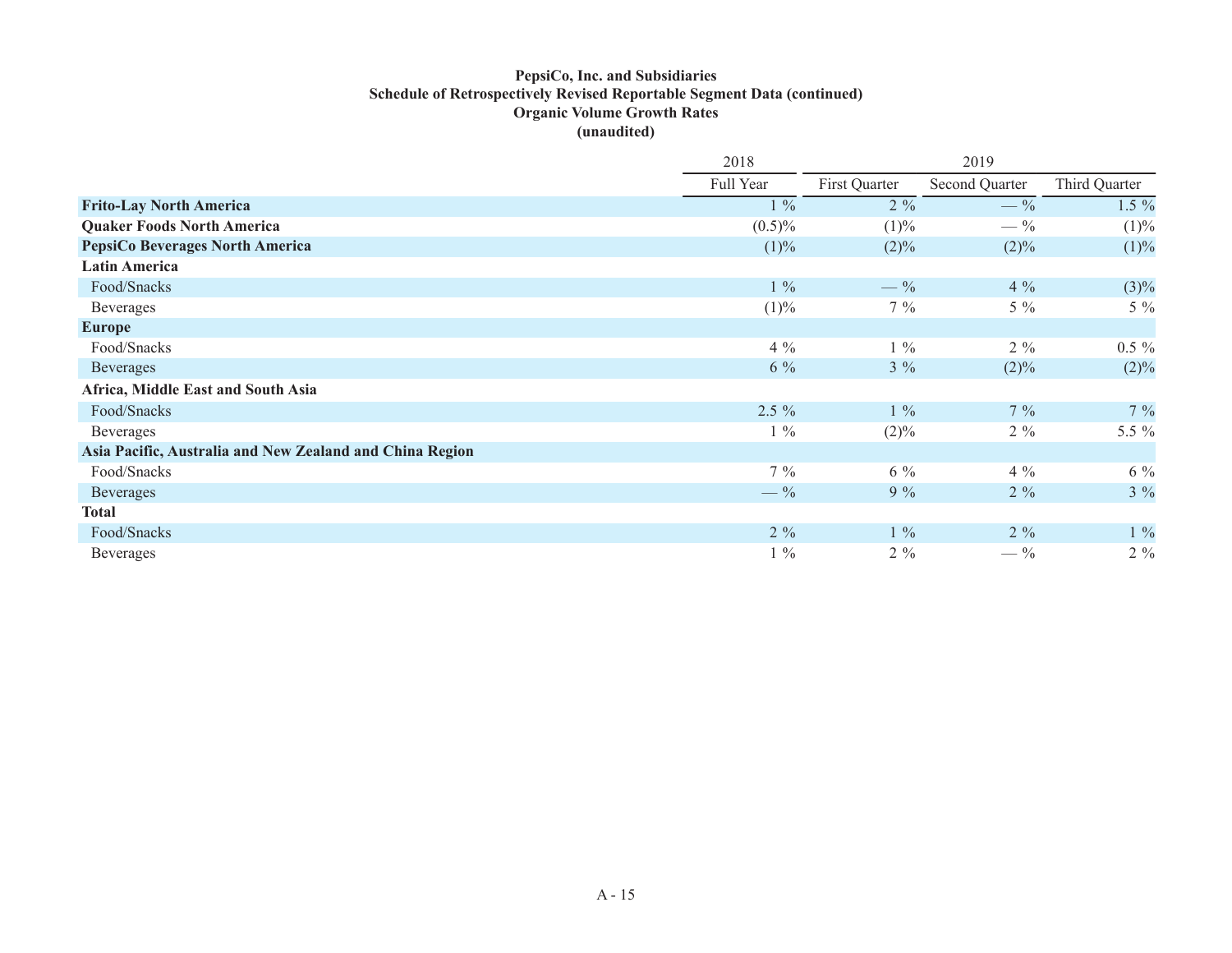**PepsiCo, Inc. and Subsidiaries**
**Schedule of Retrospectively Revised Reportable Segment Data (continued)**
**Organic Volume Growth Rates**
**(unaudited)**

| | 2018 | 2019 | | |
|---|---|---|---|---|
| | Full Year | First Quarter | Second Quarter | Third Quarter |
| **Frito-Lay North America** | 1 % | 2 % | — % | 1.5 % |
| **Quaker Foods North America** | (0.5)% | (1)% | — % | (1)% |
| **PepsiCo Beverages North America** | (1)% | (2)% | (2)% | (1)% |
| **Latin America** | | | | |
| Food/Snacks | 1 % | — % | 4 % | (3)% |
| Beverages | (1)% | 7 % | 5 % | 5 % |
| **Europe** | | | | |
| Food/Snacks | 4 % | 1 % | 2 % | 0.5 % |
| Beverages | 6 % | 3 % | (2)% | (2)% |
| **Africa, Middle East and South Asia** | | | | |
| Food/Snacks | 2.5 % | 1 % | 7 % | 7 % |
| Beverages | 1 % | (2)% | 2 % | 5.5 % |
| **Asia Pacific, Australia and New Zealand and China Region** | | | | |
| Food/Snacks | 7 % | 6 % | 4 % | 6 % |
| Beverages | — % | 9 % | 2 % | 3 % |
| **Total** | | | | |
| Food/Snacks | 2 % | 1 % | 2 % | 1 % |
| Beverages | 1 % | 2 % | — % | 2 % |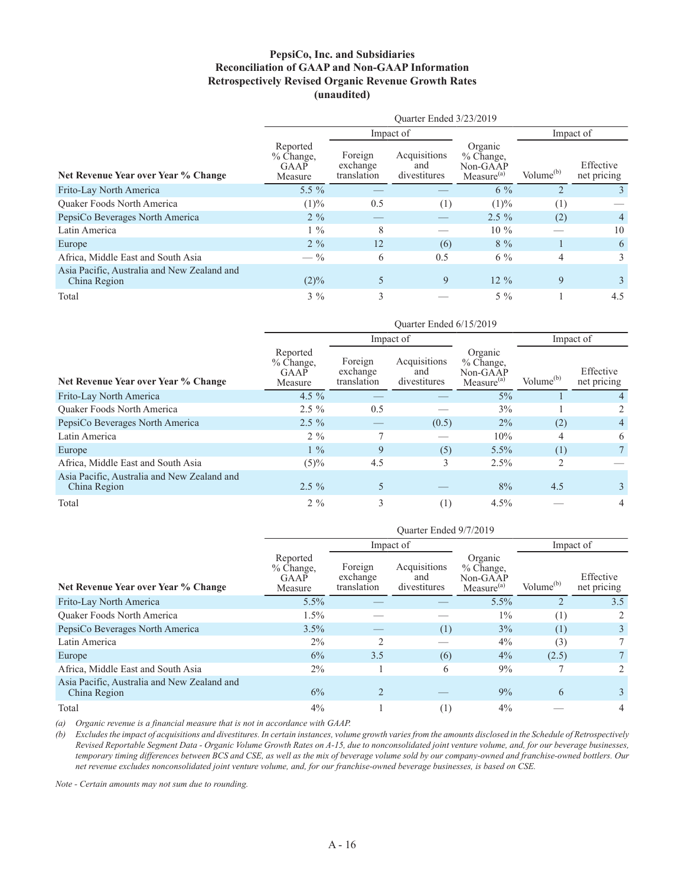**PepsiCo, Inc. and Subsidiaries**
**Reconciliation of GAAP and Non-GAAP Information**
**Retrospectively Revised Organic Revenue Growth Rates**
**(unaudited)**

| | Quarter Ended 3/23/2019 | | | | | |
|---|---|---|---|---|---|---|
| | | Impact of | | | Impact of | |
| **Net Revenue Year over Year % Change** | Reported % Change, GAAP Measure | Foreign exchange translation | Acquisitions and divestitures | Organic % Change, Non-GAAP Measure[(a)] | Volume[(b)] | Effective net pricing |
| Frito-Lay North America | 5.5 % | — | — | 6 % | 2 | 3 |
| Quaker Foods North America | (1)% | 0.5 | (1) | (1)% | (1) | — |
| PepsiCo Beverages North America | 2 % | — | — | 2.5 % | (2) | 4 |
| Latin America | 1 % | 8 | — | 10 % | — | 10 |
| Europe | 2 % | 12 | (6) | 8 % | 1 | 6 |
| Africa, Middle East and South Asia | — % | 6 | 0.5 | 6 % | 4 | 3 |
| Asia Pacific, Australia and New Zealand and China Region | (2)% | 5 | 9 | 12 % | 9 | 3 |
| Total | 3 % | 3 | — | 5 % | 1 | 4.5 |

| | Quarter Ended 6/15/2019 | | | | | |
|---|---|---|---|---|---|---|
| | | Impact of | | | Impact of | |
| **Net Revenue Year over Year % Change** | Reported % Change, GAAP Measure | Foreign exchange translation | Acquisitions and divestitures | Organic % Change, Non-GAAP Measure[(a)] | Volume[(b)] | Effective net pricing |
| Frito-Lay North America | 4.5 % | — | — | 5% | 1 | 4 |
| Quaker Foods North America | 2.5 % | 0.5 | — | 3% | 1 | 2 |
| PepsiCo Beverages North America | 2.5 % | — | (0.5) | 2% | (2) | 4 |
| Latin America | 2 % | 7 | — | 10% | 4 | 6 |
| Europe | 1 % | 9 | (5) | 5.5% | (1) | 7 |
| Africa, Middle East and South Asia | (5)% | 4.5 | 3 | 2.5% | 2 | — |
| Asia Pacific, Australia and New Zealand and China Region | 2.5 % | 5 | — | 8% | 4.5 | 3 |
| Total | 2 % | 3 | (1) | 4.5% | — | 4 |

| | Quarter Ended 9/7/2019 | | | | | |
|---|---|---|---|---|---|---|
| | | Impact of | | | Impact of | |
| **Net Revenue Year over Year % Change** | Reported % Change, GAAP Measure | Foreign exchange translation | Acquisitions and divestitures | Organic % Change, Non-GAAP Measure[(a)] | Volume[(b)] | Effective net pricing |
| Frito-Lay North America | 5.5% | — | — | 5.5% | 2 | 3.5 |
| Quaker Foods North America | 1.5% | — | — | 1% | (1) | 2 |
| PepsiCo Beverages North America | 3.5% | — | (1) | 3% | (1) | 3 |
| Latin America | 2% | 2 | — | 4% | (3) | 7 |
| Europe | 6% | 3.5 | (6) | 4% | (2.5) | 7 |
| Africa, Middle East and South Asia | 2% | 1 | 6 | 9% | 7 | 2 |
| Asia Pacific, Australia and New Zealand and China Region | 6% | 2 | — | 9% | 6 | 3 |
| Total | 4% | 1 | (1) | 4% | — | 4 |

*(a) Organic revenue is a financial measure that is not in accordance with GAAP.*

*(b) Excludes the impact of acquisitions and divestitures. In certain instances, volume growth varies from the amounts disclosed in the Schedule of Retrospectively Revised Reportable Segment Data - Organic Volume Growth Rates on A-15, due to nonconsolidated joint venture volume, and, for our beverage businesses, temporary timing differences between BCS and CSE, as well as the mix of beverage volume sold by our company-owned and franchise-owned bottlers. Our net revenue excludes nonconsolidated joint venture volume, and, for our franchise-owned beverage businesses, is based on CSE.*

*Note - Certain amounts may not sum due to rounding.*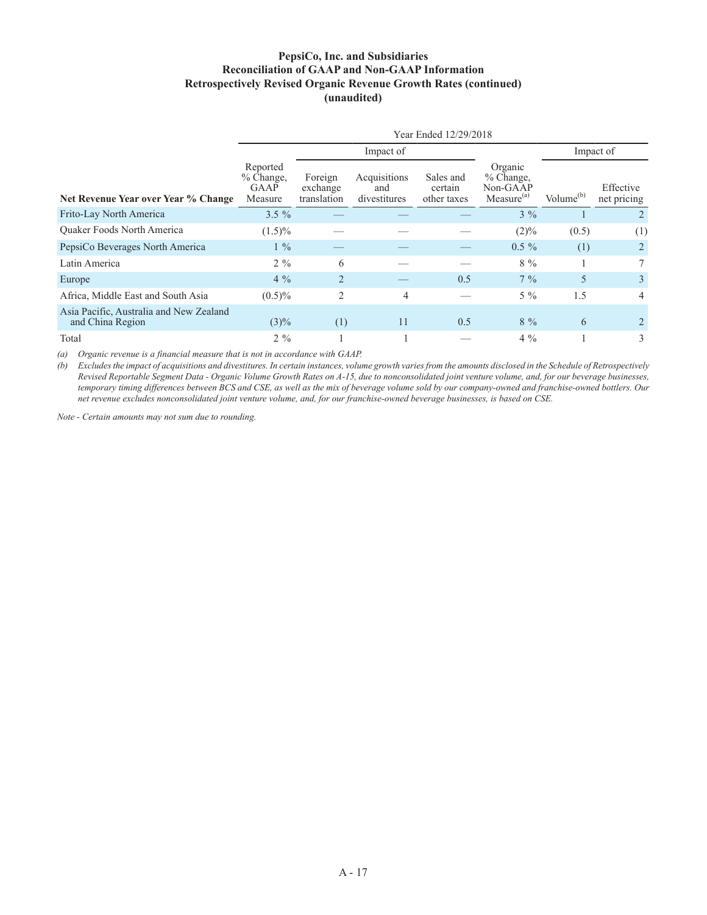**PepsiCo, Inc. and Subsidiaries**
**Reconciliation of GAAP and Non-GAAP Information**
**Retrospectively Revised Organic Revenue Growth Rates (continued)**
**(unaudited)**

| | Year Ended 12/29/2018 | | | | | | |
|---|---|---|---|---|---|---|---|
| | | Impact of | | | | Impact of | |
| **Net Revenue Year over Year % Change** | Reported % Change, GAAP Measure | Foreign exchange translation | Acquisitions and divestitures | Sales and certain other taxes | Organic % Change, Non-GAAP Measure[(a)] | Volume[(b)] | Effective net pricing |
| Frito-Lay North America | 3.5 % | — | — | — | 3 % | 1 | 2 |
| Quaker Foods North America | (1.5)% | — | — | — | (2)% | (0.5) | (1) |
| PepsiCo Beverages North America | 1 % | — | — | — | 0.5 % | (1) | 2 |
| Latin America | 2 % | 6 | — | — | 8 % | 1 | 7 |
| Europe | 4 % | 2 | — | 0.5 | 7 % | 5 | 3 |
| Africa, Middle East and South Asia | (0.5)% | 2 | 4 | — | 5 % | 1.5 | 4 |
| Asia Pacific, Australia and New Zealand and China Region | (3)% | (1) | 11 | 0.5 | 8 % | 6 | 2 |
| Total | 2 % | 1 | 1 | — | 4 % | 1 | 3 |

*(a) Organic revenue is a financial measure that is not in accordance with GAAP.*

*(b) Excludes the impact of acquisitions and divestitures. In certain instances, volume growth varies from the amounts disclosed in the Schedule of Retrospectively Revised Reportable Segment Data - Organic Volume Growth Rates on A-15, due to nonconsolidated joint venture volume, and, for our beverage businesses, temporary timing differences between BCS and CSE, as well as the mix of beverage volume sold by our company-owned and franchise-owned bottlers. Our net revenue excludes nonconsolidated joint venture volume, and, for our franchise-owned beverage businesses, is based on CSE.*

*Note - Certain amounts may not sum due to rounding.*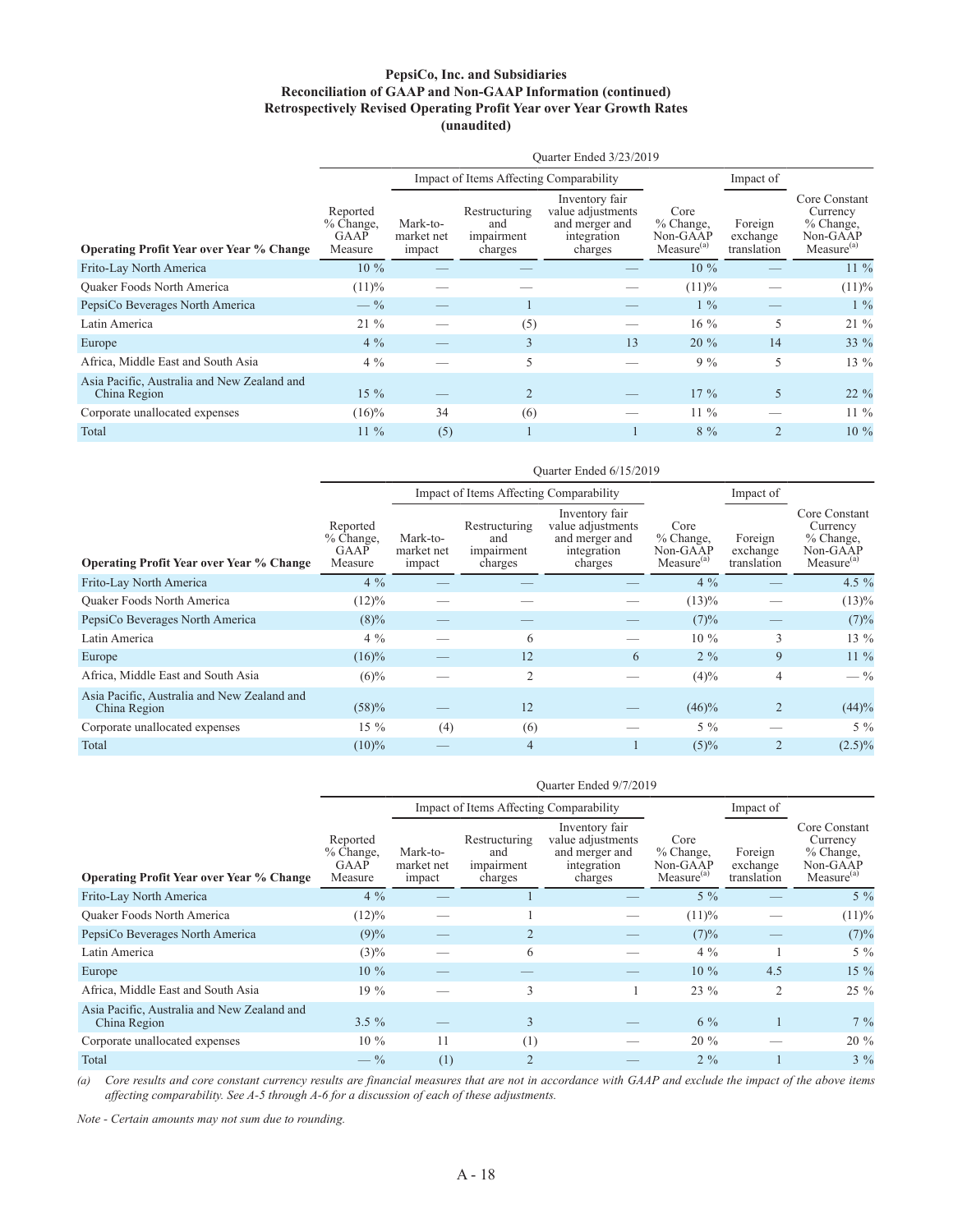**PepsiCo, Inc. and Subsidiaries**
**Reconciliation of GAAP and Non-GAAP Information (continued)**
**Retrospectively Revised Operating Profit Year over Year Growth Rates**
**(unaudited)**

| | Quarter Ended 3/23/2019 | | | | | | |
|---|---|---|---|---|---|---|---|
| | | Impact of Items Affecting Comparability | | | | Impact of | |
| **Operating Profit Year over Year % Change** | Reported % Change, GAAP Measure | Mark-to-market net impact | Restructuring and impairment charges | Inventory fair value adjustments and merger and integration charges | Core % Change, Non-GAAP Measure[(a)] | Foreign exchange translation | Core Constant Currency % Change, Non-GAAP Measure[(a)] |
| Frito-Lay North America | 10 % | — | — | — | 10 % | — | 11 % |
| Quaker Foods North America | (11)% | — | — | — | (11)% | — | (11)% |
| PepsiCo Beverages North America | — % | — | 1 | — | 1 % | — | 1 % |
| Latin America | 21 % | — | (5) | — | 16 % | 5 | 21 % |
| Europe | 4 % | — | 3 | 13 | 20 % | 14 | 33 % |
| Africa, Middle East and South Asia | 4 % | — | 5 | — | 9 % | 5 | 13 % |
| Asia Pacific, Australia and New Zealand and China Region | 15 % | — | 2 | — | 17 % | 5 | 22 % |
| Corporate unallocated expenses | (16)% | 34 | (6) | — | 11 % | — | 11 % |
| Total | 11 % | (5) | 1 | 1 | 8 % | 2 | 10 % |

| | Quarter Ended 6/15/2019 | | | | | | |
|---|---|---|---|---|---|---|---|
| | | Impact of Items Affecting Comparability | | | | Impact of | |
| **Operating Profit Year over Year % Change** | Reported % Change, GAAP Measure | Mark-to-market net impact | Restructuring and impairment charges | Inventory fair value adjustments and merger and integration charges | Core % Change, Non-GAAP Measure[(a)] | Foreign exchange translation | Core Constant Currency % Change, Non-GAAP Measure[(a)] |
| Frito-Lay North America | 4 % | — | — | — | 4 % | — | 4.5 % |
| Quaker Foods North America | (12)% | — | — | — | (13)% | — | (13)% |
| PepsiCo Beverages North America | (8)% | — | — | — | (7)% | — | (7)% |
| Latin America | 4 % | — | 6 | — | 10 % | 3 | 13 % |
| Europe | (16)% | — | 12 | 6 | 2 % | 9 | 11 % |
| Africa, Middle East and South Asia | (6)% | — | 2 | — | (4)% | 4 | — % |
| Asia Pacific, Australia and New Zealand and China Region | (58)% | — | 12 | — | (46)% | 2 | (44)% |
| Corporate unallocated expenses | 15 % | (4) | (6) | — | 5 % | — | 5 % |
| Total | (10)% | — | 4 | 1 | (5)% | 2 | (2.5)% |

| | Quarter Ended 9/7/2019 | | | | | | |
|---|---|---|---|---|---|---|---|
| | | Impact of Items Affecting Comparability | | | | Impact of | |
| **Operating Profit Year over Year % Change** | Reported % Change, GAAP Measure | Mark-to-market net impact | Restructuring and impairment charges | Inventory fair value adjustments and merger and integration charges | Core % Change, Non-GAAP Measure[(a)] | Foreign exchange translation | Core Constant Currency % Change, Non-GAAP Measure[(a)] |
| Frito-Lay North America | 4 % | — | 1 | — | 5 % | — | 5 % |
| Quaker Foods North America | (12)% | — | 1 | — | (11)% | — | (11)% |
| PepsiCo Beverages North America | (9)% | — | 2 | — | (7)% | — | (7)% |
| Latin America | (3)% | — | 6 | — | 4 % | 1 | 5 % |
| Europe | 10 % | — | — | — | 10 % | 4.5 | 15 % |
| Africa, Middle East and South Asia | 19 % | — | 3 | 1 | 23 % | 2 | 25 % |
| Asia Pacific, Australia and New Zealand and China Region | 3.5 % | — | 3 | — | 6 % | 1 | 7 % |
| Corporate unallocated expenses | 10 % | 11 | (1) | — | 20 % | — | 20 % |
| Total | — % | (1) | 2 | — | 2 % | 1 | 3 % |

*(a) Core results and core constant currency results are financial measures that are not in accordance with GAAP and exclude the impact of the above items affecting comparability. See A-5 through A-6 for a discussion of each of these adjustments.*

*Note - Certain amounts may not sum due to rounding.*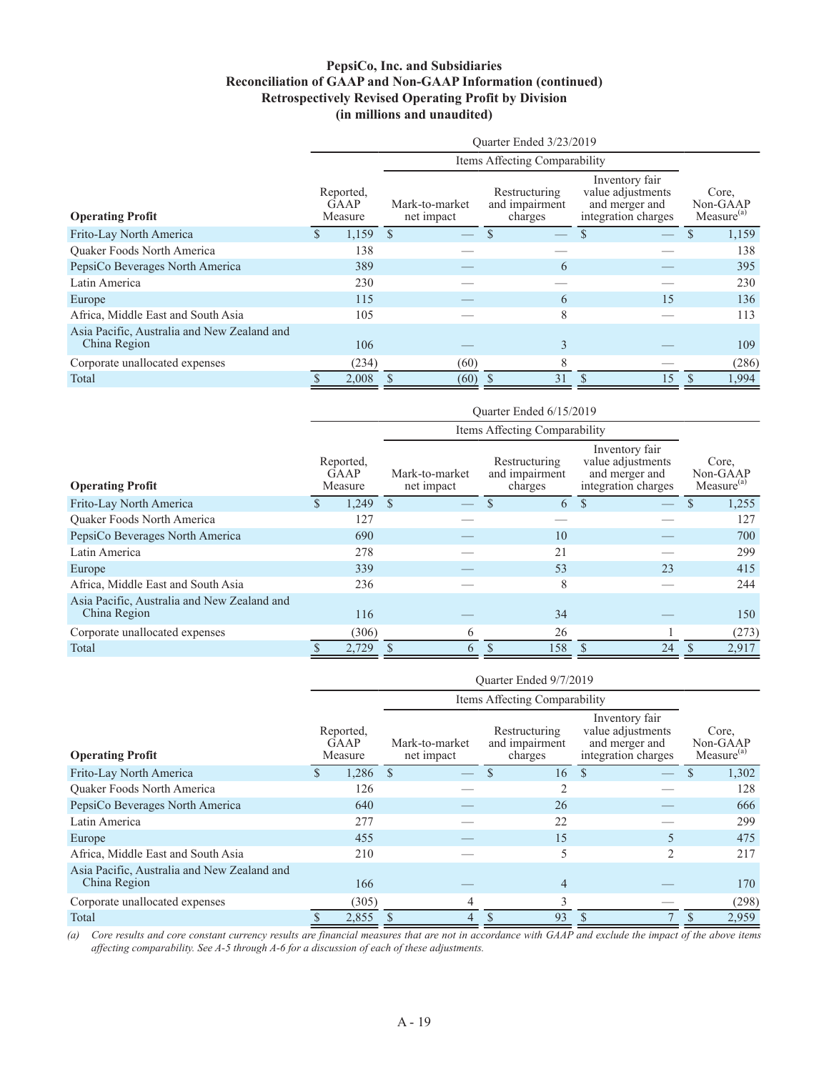**PepsiCo, Inc. and Subsidiaries**
**Reconciliation of GAAP and Non-GAAP Information (continued)**
**Retrospectively Revised Operating Profit by Division**
**(in millions and unaudited)**

| | Quarter Ended 3/23/2019 | | | | |
|---|---|---|---|---|---|
| | | Items Affecting Comparability | | | |
| **Operating Profit** | Reported, GAAP Measure | Mark-to-market net impact | Restructuring and impairment charges | Inventory fair value adjustments and merger and integration charges | Core, Non-GAAP Measure[(a)] |
| Frito-Lay North America | $ 1,159 | $ — | $ — | $ — | $ 1,159 |
| Quaker Foods North America | 138 | — | — | — | 138 |
| PepsiCo Beverages North America | 389 | — | 6 | — | 395 |
| Latin America | 230 | — | — | — | 230 |
| Europe | 115 | — | 6 | 15 | 136 |
| Africa, Middle East and South Asia | 105 | — | 8 | — | 113 |
| Asia Pacific, Australia and New Zealand and China Region | 106 | — | 3 | — | 109 |
| Corporate unallocated expenses | (234) | (60) | 8 | — | (286) |
| Total | $ 2,008 | $ (60) | $ 31 | $ 15 | $ 1,994 |

| | Quarter Ended 6/15/2019 | | | | |
|---|---|---|---|---|---|
| | | Items Affecting Comparability | | | |
| **Operating Profit** | Reported, GAAP Measure | Mark-to-market net impact | Restructuring and impairment charges | Inventory fair value adjustments and merger and integration charges | Core, Non-GAAP Measure[(a)] |
| Frito-Lay North America | $ 1,249 | $ — | $ 6 | $ — | $ 1,255 |
| Quaker Foods North America | 127 | — | — | — | 127 |
| PepsiCo Beverages North America | 690 | — | 10 | — | 700 |
| Latin America | 278 | — | 21 | — | 299 |
| Europe | 339 | — | 53 | 23 | 415 |
| Africa, Middle East and South Asia | 236 | — | 8 | — | 244 |
| Asia Pacific, Australia and New Zealand and China Region | 116 | — | 34 | — | 150 |
| Corporate unallocated expenses | (306) | 6 | 26 | 1 | (273) |
| Total | $ 2,729 | $ 6 | $ 158 | $ 24 | $ 2,917 |

| | Quarter Ended 9/7/2019 | | | | |
|---|---|---|---|---|---|
| | | Items Affecting Comparability | | | |
| **Operating Profit** | Reported, GAAP Measure | Mark-to-market net impact | Restructuring and impairment charges | Inventory fair value adjustments and merger and integration charges | Core, Non-GAAP Measure[(a)] |
| Frito-Lay North America | $ 1,286 | $ — | $ 16 | $ — | $ 1,302 |
| Quaker Foods North America | 126 | — | 2 | — | 128 |
| PepsiCo Beverages North America | 640 | — | 26 | — | 666 |
| Latin America | 277 | — | 22 | — | 299 |
| Europe | 455 | — | 15 | 5 | 475 |
| Africa, Middle East and South Asia | 210 | — | 5 | 2 | 217 |
| Asia Pacific, Australia and New Zealand and China Region | 166 | — | 4 | — | 170 |
| Corporate unallocated expenses | (305) | 4 | 3 | — | (298) |
| Total | $ 2,855 | $ 4 | $ 93 | $ 7 | $ 2,959 |

*(a) Core results and core constant currency results are financial measures that are not in accordance with GAAP and exclude the impact of the above items affecting comparability. See A-5 through A-6 for a discussion of each of these adjustments.*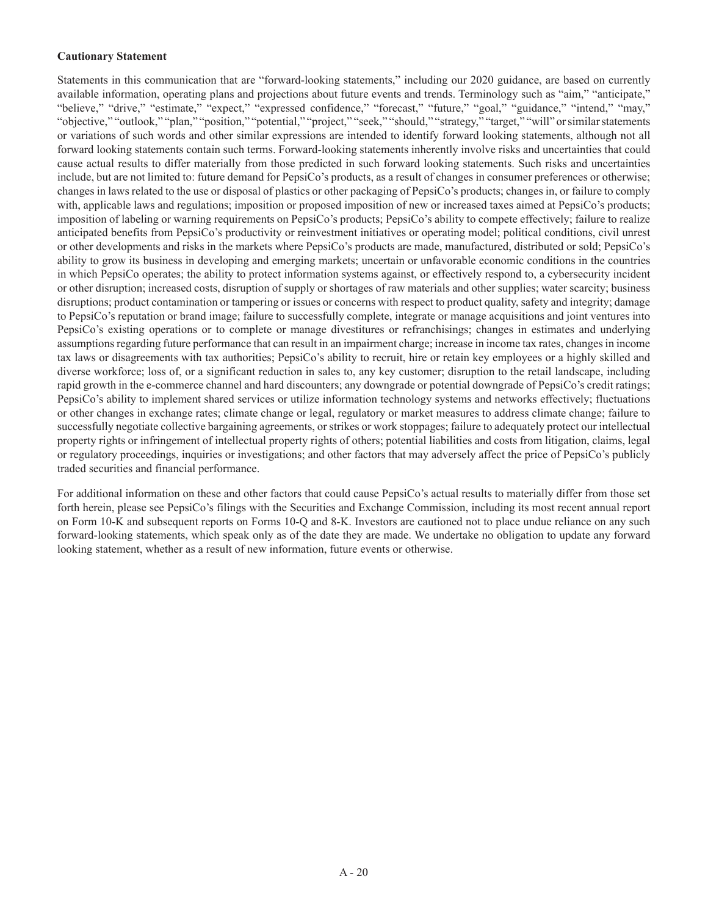**Cautionary Statement**

Statements in this communication that are "forward-looking statements," including our 2020 guidance, are based on currently available information, operating plans and projections about future events and trends. Terminology such as "aim," "anticipate," "believe," "drive," "estimate," "expect," "expressed confidence," "forecast," "future," "goal," "guidance," "intend," "may," "objective," "outlook," "plan," "position," "potential," "project," "seek," "should," "strategy," "target," "will" or similar statements or variations of such words and other similar expressions are intended to identify forward looking statements, although not all forward looking statements contain such terms. Forward-looking statements inherently involve risks and uncertainties that could cause actual results to differ materially from those predicted in such forward looking statements. Such risks and uncertainties include, but are not limited to: future demand for PepsiCo's products, as a result of changes in consumer preferences or otherwise; changes in laws related to the use or disposal of plastics or other packaging of PepsiCo's products; changes in, or failure to comply with, applicable laws and regulations; imposition or proposed imposition of new or increased taxes aimed at PepsiCo's products; imposition of labeling or warning requirements on PepsiCo's products; PepsiCo's ability to compete effectively; failure to realize anticipated benefits from PepsiCo's productivity or reinvestment initiatives or operating model; political conditions, civil unrest or other developments and risks in the markets where PepsiCo's products are made, manufactured, distributed or sold; PepsiCo's ability to grow its business in developing and emerging markets; uncertain or unfavorable economic conditions in the countries in which PepsiCo operates; the ability to protect information systems against, or effectively respond to, a cybersecurity incident or other disruption; increased costs, disruption of supply or shortages of raw materials and other supplies; water scarcity; business disruptions; product contamination or tampering or issues or concerns with respect to product quality, safety and integrity; damage to PepsiCo's reputation or brand image; failure to successfully complete, integrate or manage acquisitions and joint ventures into PepsiCo's existing operations or to complete or manage divestitures or refranchisings; changes in estimates and underlying assumptions regarding future performance that can result in an impairment charge; increase in income tax rates, changes in income tax laws or disagreements with tax authorities; PepsiCo's ability to recruit, hire or retain key employees or a highly skilled and diverse workforce; loss of, or a significant reduction in sales to, any key customer; disruption to the retail landscape, including rapid growth in the e-commerce channel and hard discounters; any downgrade or potential downgrade of PepsiCo's credit ratings; PepsiCo's ability to implement shared services or utilize information technology systems and networks effectively; fluctuations or other changes in exchange rates; climate change or legal, regulatory or market measures to address climate change; failure to successfully negotiate collective bargaining agreements, or strikes or work stoppages; failure to adequately protect our intellectual property rights or infringement of intellectual property rights of others; potential liabilities and costs from litigation, claims, legal or regulatory proceedings, inquiries or investigations; and other factors that may adversely affect the price of PepsiCo's publicly traded securities and financial performance.

For additional information on these and other factors that could cause PepsiCo's actual results to materially differ from those set forth herein, please see PepsiCo's filings with the Securities and Exchange Commission, including its most recent annual report on Form 10-K and subsequent reports on Forms 10-Q and 8-K. Investors are cautioned not to place undue reliance on any such forward-looking statements, which speak only as of the date they are made. We undertake no obligation to update any forward looking statement, whether as a result of new information, future events or otherwise.